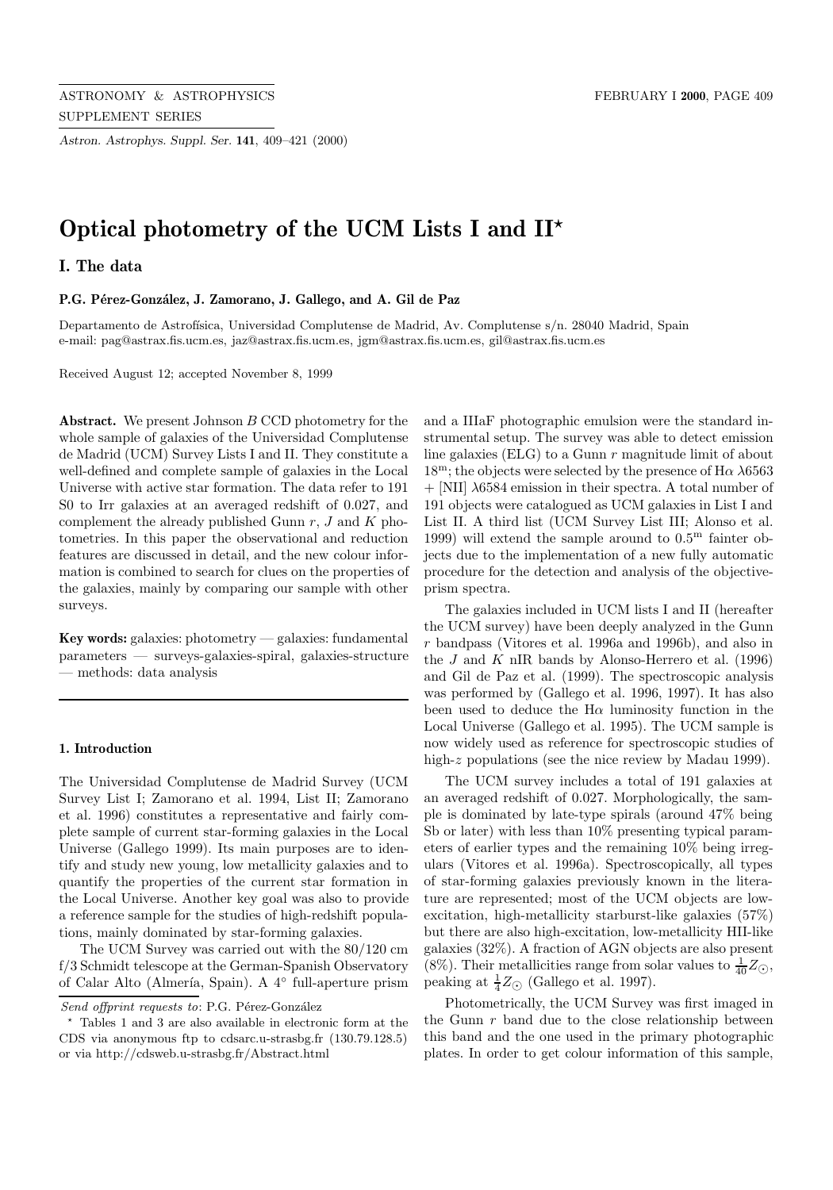# Optical photometry of the UCM Lists I and II*

## I. The data

**P.G. Pérez-González, J. Zamorano, J. Gallego, and A. Gil de Paz**

Departamento de Astrofísica, Universidad Complutense de Madrid, Av. Complutense s/n. 28040 Madrid, Spain
e-mail: pag@astrax.fis.ucm.es, jaz@astrax.fis.ucm.es, jgm@astrax.fis.ucm.es, gil@astrax.fis.ucm.es

Received August 12; accepted November 8, 1999

**Abstract.** We present Johnson $B$ CCD photometry for the whole sample of galaxies of the Universidad Complutense de Madrid (UCM) Survey Lists I and II. They constitute a well-defined and complete sample of galaxies in the Local Universe with active star formation. The data refer to 191 S0 to Irr galaxies at an averaged redshift of 0.027, and complement the already published Gunn $r$, $J$ and $K$ photometries. In this paper the observational and reduction features are discussed in detail, and the new colour information is combined to search for clues on the properties of the galaxies, mainly by comparing our sample with other surveys.

**Key words:** galaxies: photometry — galaxies: fundamental parameters — surveys-galaxies-spiral, galaxies-structure — methods: data analysis

### 1. Introduction

The Universidad Complutense de Madrid Survey (UCM Survey List I; Zamorano et al. 1994, List II; Zamorano et al. 1996) constitutes a representative and fairly complete sample of current star-forming galaxies in the Local Universe (Gallego 1999). Its main purposes are to identify and study new young, low metallicity galaxies and to quantify the properties of the current star formation in the Local Universe. Another key goal was also to provide a reference sample for the studies of high-redshift populations, mainly dominated by star-forming galaxies.

The UCM Survey was carried out with the 80/120 cm f/3 Schmidt telescope at the German-Spanish Observatory of Calar Alto (Almería, Spain). A 4° full-aperture prism and a IIIaF photographic emulsion were the standard instrumental setup. The survey was able to detect emission line galaxies (ELG) to a Gunn $r$ magnitude limit of about $18^{\rm m}$; the objects were selected by the presence of H$\alpha$ $\lambda$6563 + [NII] $\lambda$6584 emission in their spectra. A total number of 191 objects were catalogued as UCM galaxies in List I and List II. A third list (UCM Survey List III; Alonso et al. 1999) will extend the sample around to $0.5^{\rm m}$ fainter objects due to the implementation of a new fully automatic procedure for the detection and analysis of the objective-prism spectra.

The galaxies included in UCM lists I and II (hereafter the UCM survey) have been deeply analyzed in the Gunn $r$ bandpass (Vitores et al. 1996a and 1996b), and also in the $J$ and $K$ nIR bands by Alonso-Herrero et al. (1996) and Gil de Paz et al. (1999). The spectroscopic analysis was performed by (Gallego et al. 1996, 1997). It has also been used to deduce the H$\alpha$ luminosity function in the Local Universe (Gallego et al. 1995). The UCM sample is now widely used as reference for spectroscopic studies of high-$z$ populations (see the nice review by Madau 1999).

The UCM survey includes a total of 191 galaxies at an averaged redshift of 0.027. Morphologically, the sample is dominated by late-type spirals (around 47% being Sb or later) with less than 10% presenting typical parameters of earlier types and the remaining 10% being irregulars (Vitores et al. 1996a). Spectroscopically, all types of star-forming galaxies previously known in the literature are represented; most of the UCM objects are low-excitation, high-metallicity starburst-like galaxies (57%) but there are also high-excitation, low-metallicity HII-like galaxies (32%). A fraction of AGN objects are also present (8%). Their metallicities range from solar values to $\frac{1}{40}Z_{\odot}$, peaking at $\frac{1}{4}Z_{\odot}$ (Gallego et al. 1997).

Photometrically, the UCM Survey was first imaged in the Gunn $r$ band due to the close relationship between this band and the one used in the primary photographic plates. In order to get colour information of this sample,

*Send offprint requests to*: P.G. Pérez-González

* Tables 1 and 3 are also available in electronic form at the CDS via anonymous ftp to cdsarc.u-strasbg.fr (130.79.128.5) or via http://cdsweb.u-strasbg.fr/Abstract.html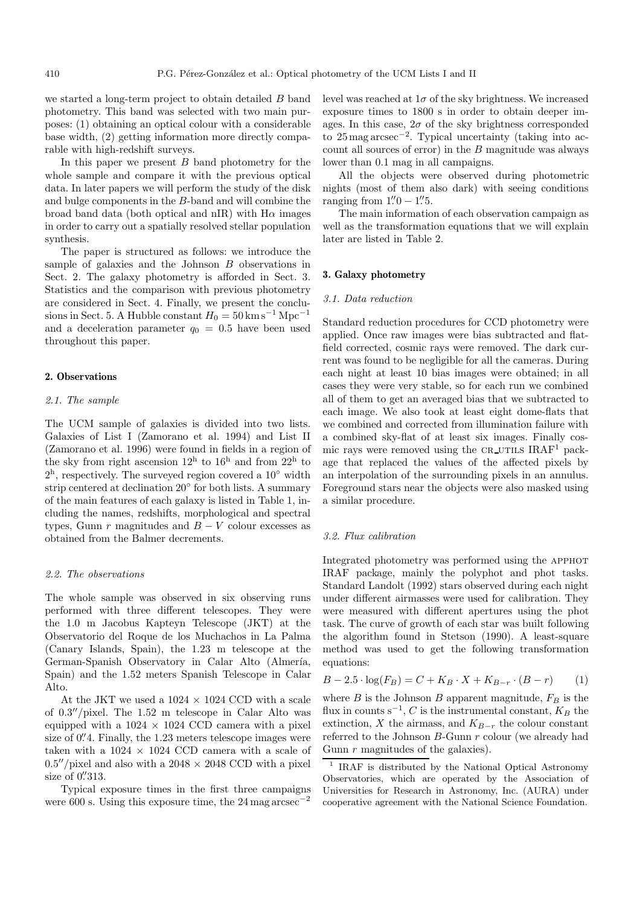we started a long-term project to obtain detailed $B$ band photometry. This band was selected with two main purposes: (1) obtaining an optical colour with a considerable base width, (2) getting information more directly comparable with high-redshift surveys.

In this paper we present $B$ band photometry for the whole sample and compare it with the previous optical data. In later papers we will perform the study of the disk and bulge components in the $B$-band and will combine the broad band data (both optical and nIR) with H$\alpha$ images in order to carry out a spatially resolved stellar population synthesis.

The paper is structured as follows: we introduce the sample of galaxies and the Johnson $B$ observations in Sect. 2. The galaxy photometry is afforded in Sect. 3. Statistics and the comparison with previous photometry are considered in Sect. 4. Finally, we present the conclusions in Sect. 5. A Hubble constant $H_0 = 50\,\mathrm{km\,s^{-1}\,Mpc^{-1}}$ and a deceleration parameter $q_0 = 0.5$ have been used throughout this paper.

## 2. Observations

### 2.1. The sample

The UCM sample of galaxies is divided into two lists. Galaxies of List I (Zamorano et al. 1994) and List II (Zamorano et al. 1996) were found in fields in a region of the sky from right ascension $12^{\mathrm{h}}$ to $16^{\mathrm{h}}$ and from $22^{\mathrm{h}}$ to $2^{\mathrm{h}}$, respectively. The surveyed region covered a $10^{\circ}$ width strip centered at declination $20^{\circ}$ for both lists. A summary of the main features of each galaxy is listed in Table 1, including the names, redshifts, morphological and spectral types, Gunn $r$ magnitudes and $B-V$ colour excesses as obtained from the Balmer decrements.

### 2.2. The observations

The whole sample was observed in six observing runs performed with three different telescopes. They were the 1.0 m Jacobus Kapteyn Telescope (JKT) at the Observatorio del Roque de los Muchachos in La Palma (Canary Islands, Spain), the 1.23 m telescope at the German-Spanish Observatory in Calar Alto (Almería, Spain) and the 1.52 meters Spanish Telescope in Calar Alto.

At the JKT we used a $1024 \times 1024$ CCD with a scale of $0.3''$/pixel. The 1.52 m telescope in Calar Alto was equipped with a $1024 \times 1024$ CCD camera with a pixel size of $0\overset{''}{.}4$. Finally, the 1.23 meters telescope images were taken with a $1024 \times 1024$ CCD camera with a scale of $0.5''$/pixel and also with a $2048 \times 2048$ CCD with a pixel size of $0\overset{''}{.}313$.

Typical exposure times in the first three campaigns were 600 s. Using this exposure time, the $24\,\mathrm{mag\,arcsec^{-2}}$ level was reached at $1\sigma$ of the sky brightness. We increased exposure times to 1800 s in order to obtain deeper images. In this case, $2\sigma$ of the sky brightness corresponded to $25\,\mathrm{mag\,arcsec^{-2}}$. Typical uncertainty (taking into account all sources of error) in the $B$ magnitude was always lower than 0.1 mag in all campaigns.

All the objects were observed during photometric nights (most of them also dark) with seeing conditions ranging from $1\overset{''}{.}0 - 1\overset{''}{.}5$.

The main information of each observation campaign as well as the transformation equations that we will explain later are listed in Table 2.

## 3. Galaxy photometry

### 3.1. Data reduction

Standard reduction procedures for CCD photometry were applied. Once raw images were bias subtracted and flat-field corrected, cosmic rays were removed. The dark current was found to be negligible for all the cameras. During each night at least 10 bias images were obtained; in all cases they were very stable, so for each run we combined all of them to get an averaged bias that we subtracted to each image. We also took at least eight dome-flats that we combined and corrected from illumination failure with a combined sky-flat of at least six images. Finally cosmic rays were removed using the CR_UTILS IRAF[1] package that replaced the values of the affected pixels by an interpolation of the surrounding pixels in an annulus. Foreground stars near the objects were also masked using a similar procedure.

### 3.2. Flux calibration

Integrated photometry was performed using the APPHOT IRAF package, mainly the polyphot and phot tasks. Standard Landolt (1992) stars observed during each night under different airmasses were used for calibration. They were measured with different apertures using the phot task. The curve of growth of each star was built following the algorithm found in Stetson (1990). A least-square method was used to get the following transformation equations:

$$B - 2.5 \cdot \log(F_B) = C + K_B \cdot X + K_{B-r} \cdot (B-r) \qquad (1)$$

where $B$ is the Johnson $B$ apparent magnitude, $F_B$ is the flux in counts $\mathrm{s^{-1}}$, $C$ is the instrumental constant, $K_B$ the extinction, $X$ the airmass, and $K_{B-r}$ the colour constant referred to the Johnson $B$-Gunn $r$ colour (we already had Gunn $r$ magnitudes of the galaxies).

[1] IRAF is distributed by the National Optical Astronomy Observatories, which are operated by the Association of Universities for Research in Astronomy, Inc. (AURA) under cooperative agreement with the National Science Foundation.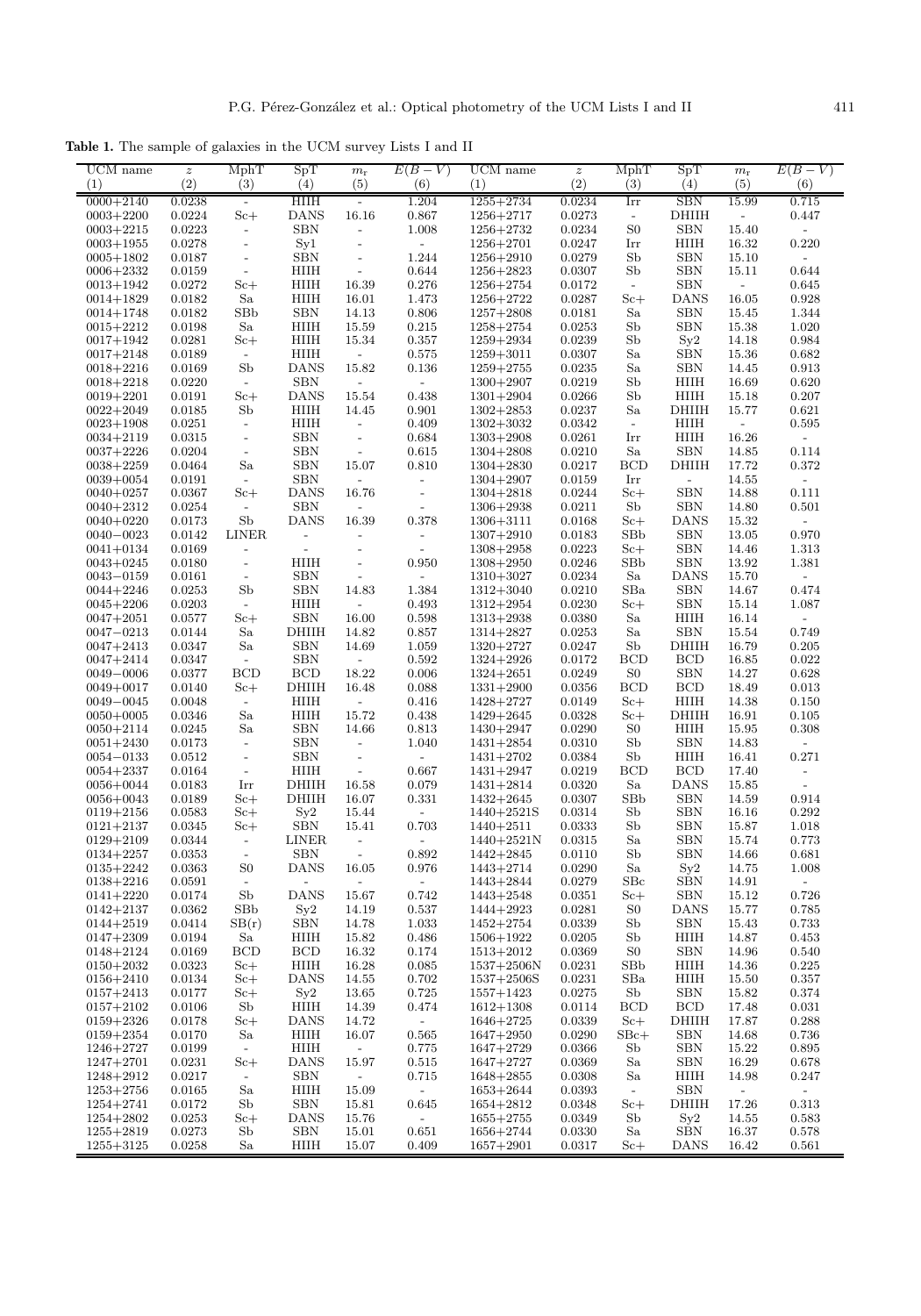**Table 1.** The sample of galaxies in the UCM survey Lists I and II

| UCM name | $z$ | MphT | SpT | $m_r$ | $E(B-V)$ | UCM name | $z$ | MphT | SpT | $m_r$ | $E(B-V)$ |
|---|---|---|---|---|---|---|---|---|---|---|---|
| (1) | (2) | (3) | (4) | (5) | (6) | (1) | (2) | (3) | (4) | (5) | (6) |
| 0000+2140 | 0.0238 | - | HIIH | - | 1.204 | 1255+2734 | 0.0234 | Irr | SBN | 15.99 | 0.715 |
| 0003+2200 | 0.0224 | Sc+ | DANS | 16.16 | 0.867 | 1256+2717 | 0.0273 | - | DHIIH | - | 0.447 |
| 0003+2215 | 0.0223 | - | SBN | - | 1.008 | 1256+2732 | 0.0234 | S0 | SBN | 15.40 | - |
| 0003+1955 | 0.0278 | - | Sy1 | - | - | 1256+2701 | 0.0247 | Irr | HIIH | 16.32 | 0.220 |
| 0005+1802 | 0.0187 | - | SBN | - | 1.244 | 1256+2910 | 0.0279 | Sb | SBN | 15.10 | - |
| 0006+2332 | 0.0159 | - | HIIH | - | 0.644 | 1256+2823 | 0.0307 | Sb | SBN | 15.11 | 0.644 |
| 0013+1942 | 0.0272 | Sc+ | HIIH | 16.39 | 0.276 | 1256+2754 | 0.0172 | - | SBN | - | 0.645 |
| 0014+1829 | 0.0182 | Sa | HIIH | 16.01 | 1.473 | 1256+2722 | 0.0287 | Sc+ | DANS | 16.05 | 0.928 |
| 0014+1748 | 0.0182 | SBb | SBN | 14.13 | 0.806 | 1257+2808 | 0.0181 | Sa | SBN | 15.45 | 1.344 |
| 0015+2212 | 0.0198 | Sa | HIIH | 15.59 | 0.215 | 1258+2754 | 0.0253 | Sb | SBN | 15.38 | 1.020 |
| 0017+1942 | 0.0281 | Sc+ | HIIH | 15.34 | 0.357 | 1259+2934 | 0.0239 | Sb | Sy2 | 14.18 | 0.984 |
| 0017+2148 | 0.0189 | - | HIIH | - | 0.575 | 1259+3011 | 0.0307 | Sa | SBN | 15.36 | 0.682 |
| 0018+2216 | 0.0169 | Sb | DANS | 15.82 | 0.136 | 1259+2755 | 0.0235 | Sa | SBN | 14.45 | 0.913 |
| 0018+2218 | 0.0220 | - | SBN | - | - | 1300+2907 | 0.0219 | Sb | HIIH | 16.69 | 0.620 |
| 0019+2201 | 0.0191 | Sc+ | DANS | 15.54 | 0.438 | 1301+2904 | 0.0266 | Sb | HIIH | 15.18 | 0.207 |
| 0022+2049 | 0.0185 | Sb | HIIH | 14.45 | 0.901 | 1302+2853 | 0.0237 | Sa | DHIIH | 15.77 | 0.621 |
| 0023+1908 | 0.0251 | - | HIIH | - | 0.409 | 1302+3032 | 0.0342 | - | HIIH | - | 0.595 |
| 0034+2119 | 0.0315 | - | SBN | - | 0.684 | 1303+2908 | 0.0261 | Irr | HIIH | 16.26 | - |
| 0037+2226 | 0.0204 | - | SBN | - | 0.615 | 1304+2808 | 0.0210 | Sa | SBN | 14.85 | 0.114 |
| 0038+2259 | 0.0464 | Sa | SBN | 15.07 | 0.810 | 1304+2830 | 0.0217 | BCD | DHIIH | 17.72 | 0.372 |
| 0039+0054 | 0.0191 | - | SBN | - | - | 1304+2907 | 0.0159 | Irr | - | 14.55 | - |
| 0040+0257 | 0.0367 | Sc+ | DANS | 16.76 | - | 1304+2818 | 0.0244 | Sc+ | SBN | 14.88 | 0.111 |
| 0040+2312 | 0.0254 | - | SBN | - | - | 1306+2938 | 0.0211 | Sb | SBN | 14.80 | 0.501 |
| 0040+0220 | 0.0173 | Sb | DANS | 16.39 | 0.378 | 1306+3111 | 0.0168 | Sc+ | DANS | 15.32 | - |
| 0040−0023 | 0.0142 | LINER | - | - | - | 1307+2910 | 0.0183 | SBb | SBN | 13.05 | 0.970 |
| 0041+0134 | 0.0169 | - | - | - | - | 1308+2958 | 0.0223 | Sc+ | SBN | 14.46 | 1.313 |
| 0043+0245 | 0.0180 | - | HIIH | - | 0.950 | 1308+2950 | 0.0246 | SBb | SBN | 13.92 | 1.381 |
| 0043−0159 | 0.0161 | - | SBN | - | - | 1310+3027 | 0.0234 | Sa | DANS | 15.70 | - |
| 0044+2246 | 0.0253 | Sb | SBN | 14.83 | 1.384 | 1312+3040 | 0.0210 | SBa | SBN | 14.67 | 0.474 |
| 0045+2206 | 0.0203 | - | HIIH | - | 0.493 | 1312+2954 | 0.0230 | Sc+ | SBN | 15.14 | 1.087 |
| 0047+2051 | 0.0577 | Sc+ | SBN | 16.00 | 0.598 | 1313+2938 | 0.0380 | Sa | HIIH | 16.14 | - |
| 0047−0213 | 0.0144 | Sa | DHIIH | 14.82 | 0.857 | 1314+2827 | 0.0253 | Sa | SBN | 15.54 | 0.749 |
| 0047+2413 | 0.0347 | Sa | SBN | 14.69 | 1.059 | 1320+2727 | 0.0247 | Sb | DHIIH | 16.79 | 0.205 |
| 0047+2414 | 0.0347 | - | SBN | - | 0.592 | 1324+2926 | 0.0172 | BCD | BCD | 16.85 | 0.022 |
| 0049−0006 | 0.0377 | BCD | BCD | 18.22 | 0.006 | 1324+2651 | 0.0249 | S0 | SBN | 14.27 | 0.628 |
| 0049+0017 | 0.0140 | Sc+ | DHIIH | 16.48 | 0.088 | 1331+2900 | 0.0356 | BCD | BCD | 18.49 | 0.013 |
| 0049−0045 | 0.0048 | - | HIIH | - | 0.416 | 1428+2727 | 0.0149 | Sc+ | HIIH | 14.38 | 0.150 |
| 0050+0005 | 0.0346 | Sa | HIIH | 15.72 | 0.438 | 1429+2645 | 0.0328 | Sc+ | DHIIH | 16.91 | 0.105 |
| 0050+2114 | 0.0245 | Sa | SBN | 14.66 | 0.813 | 1430+2947 | 0.0290 | S0 | HIIH | 15.95 | 0.308 |
| 0051+2430 | 0.0173 | - | SBN | - | 1.040 | 1431+2854 | 0.0310 | Sb | SBN | 14.83 | - |
| 0054−0133 | 0.0512 | - | SBN | - | - | 1431+2702 | 0.0384 | Sb | HIIH | 16.41 | 0.271 |
| 0054+2337 | 0.0164 | - | HIIH | - | 0.667 | 1431+2947 | 0.0219 | BCD | BCD | 17.40 | - |
| 0056+0044 | 0.0183 | Irr | DHIIH | 16.58 | 0.079 | 1431+2814 | 0.0320 | Sa | DANS | 15.85 | - |
| 0056+0043 | 0.0189 | Sc+ | DHIIH | 16.07 | 0.331 | 1432+2645 | 0.0307 | SBb | SBN | 14.59 | 0.914 |
| 0119+2156 | 0.0583 | Sc+ | Sy2 | 15.44 | - | 1440+2521S | 0.0314 | Sb | SBN | 16.16 | 0.292 |
| 0121+2137 | 0.0345 | Sc+ | SBN | 15.41 | 0.703 | 1440+2511 | 0.0333 | Sb | SBN | 15.87 | 1.018 |
| 0129+2109 | 0.0344 | - | LINER | - | - | 1440+2521N | 0.0315 | Sa | SBN | 15.74 | 0.773 |
| 0134+2257 | 0.0353 | - | SBN | - | 0.892 | 1442+2845 | 0.0110 | Sb | SBN | 14.66 | 0.681 |
| 0135+2242 | 0.0363 | S0 | DANS | 16.05 | 0.976 | 1443+2714 | 0.0290 | Sa | Sy2 | 14.75 | 1.008 |
| 0138+2216 | 0.0591 | - | - | - | - | 1443+2844 | 0.0279 | SBc | SBN | 14.91 | - |
| 0141+2220 | 0.0174 | Sb | DANS | 15.67 | 0.742 | 1443+2548 | 0.0351 | Sc+ | SBN | 15.12 | 0.726 |
| 0142+2137 | 0.0362 | SBb | Sy2 | 14.19 | 0.537 | 1444+2923 | 0.0281 | S0 | DANS | 15.77 | 0.785 |
| 0144+2519 | 0.0414 | SB(r) | SBN | 14.78 | 1.033 | 1452+2754 | 0.0339 | Sb | SBN | 15.43 | 0.733 |
| 0147+2309 | 0.0194 | Sa | HIIH | 15.82 | 0.486 | 1506+1922 | 0.0205 | Sb | HIIH | 14.87 | 0.453 |
| 0148+2124 | 0.0169 | BCD | BCD | 16.32 | 0.174 | 1513+2012 | 0.0369 | S0 | SBN | 14.96 | 0.540 |
| 0150+2032 | 0.0323 | Sc+ | HIIH | 16.28 | 0.085 | 1537+2506N | 0.0231 | SBb | HIIH | 14.36 | 0.225 |
| 0156+2410 | 0.0134 | Sc+ | DANS | 14.55 | 0.702 | 1537+2506S | 0.0231 | SBa | HIIH | 15.50 | 0.357 |
| 0157+2413 | 0.0177 | Sc+ | Sy2 | 13.65 | 0.725 | 1557+1423 | 0.0275 | Sb | SBN | 15.82 | 0.374 |
| 0157+2102 | 0.0106 | Sb | HIIH | 14.39 | 0.474 | 1612+1308 | 0.0114 | BCD | BCD | 17.48 | 0.031 |
| 0159+2326 | 0.0178 | Sc+ | DANS | 14.72 | - | 1646+2725 | 0.0339 | Sc+ | DHIIH | 17.87 | 0.288 |
| 0159+2354 | 0.0170 | Sa | HIIH | 16.07 | 0.565 | 1647+2950 | 0.0290 | SBc+ | SBN | 14.68 | 0.736 |
| 1246+2727 | 0.0199 | - | HIIH | - | 0.775 | 1647+2729 | 0.0366 | Sb | SBN | 15.22 | 0.895 |
| 1247+2701 | 0.0231 | Sc+ | DANS | 15.97 | 0.515 | 1647+2727 | 0.0369 | Sa | SBN | 16.29 | 0.678 |
| 1248+2912 | 0.0217 | - | SBN | - | 0.715 | 1648+2855 | 0.0308 | Sa | HIIH | 14.98 | 0.247 |
| 1253+2756 | 0.0165 | Sa | HIIH | 15.09 | - | 1653+2644 | 0.0393 | - | SBN | - | - |
| 1254+2741 | 0.0172 | Sb | SBN | 15.81 | 0.645 | 1654+2812 | 0.0348 | Sc+ | DHIIH | 17.26 | 0.313 |
| 1254+2802 | 0.0253 | Sc+ | DANS | 15.76 | - | 1655+2755 | 0.0349 | Sb | Sy2 | 14.55 | 0.583 |
| 1255+2819 | 0.0273 | Sb | SBN | 15.01 | 0.651 | 1656+2744 | 0.0330 | Sa | SBN | 16.37 | 0.578 |
| 1255+3125 | 0.0258 | Sa | HIIH | 15.07 | 0.409 | 1657+2901 | 0.0317 | Sc+ | DANS | 16.42 | 0.561 |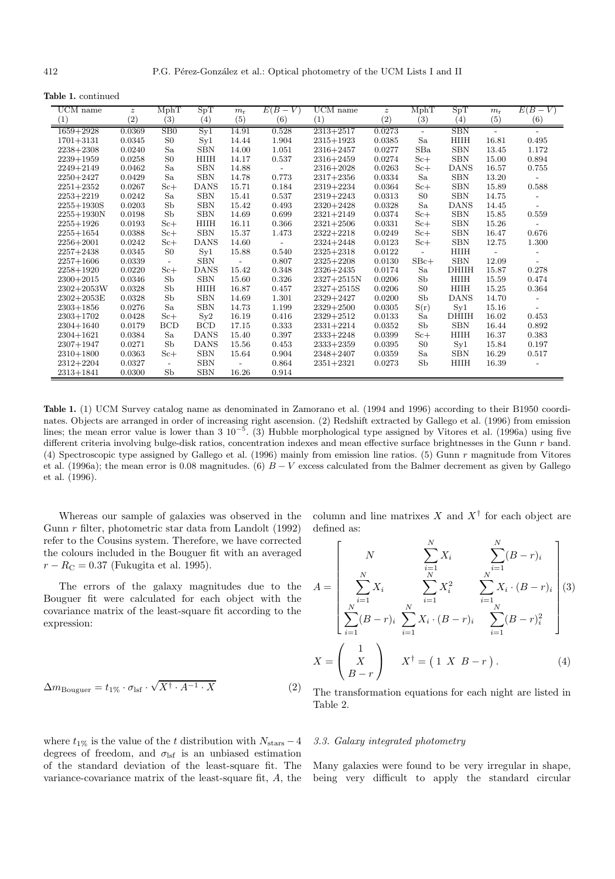**Table 1.** continued

| UCM name | $z$ | MphT | SpT | $m_r$ | $E(B-V)$ | UCM name | $z$ | MphT | SpT | $m_r$ | $E(B-V)$ |
|---|---|---|---|---|---|---|---|---|---|---|---|
| (1) | (2) | (3) | (4) | (5) | (6) | (1) | (2) | (3) | (4) | (5) | (6) |
| 1659+2928 | 0.0369 | SB0 | Sy1 | 14.91 | 0.528 | 2313+2517 | 0.0273 | - | SBN | - | - |
| 1701+3131 | 0.0345 | S0 | Sy1 | 14.44 | 1.904 | 2315+1923 | 0.0385 | Sa | HIIH | 16.81 | 0.495 |
| 2238+2308 | 0.0240 | Sa | SBN | 14.00 | 1.051 | 2316+2457 | 0.0277 | SBa | SBN | 13.45 | 1.172 |
| 2239+1959 | 0.0258 | S0 | HIIH | 14.17 | 0.537 | 2316+2459 | 0.0274 | Sc+ | SBN | 15.00 | 0.894 |
| 2249+2149 | 0.0462 | Sa | SBN | 14.88 | - | 2316+2028 | 0.0263 | Sc+ | DANS | 16.57 | 0.755 |
| 2250+2427 | 0.0429 | Sa | SBN | 14.78 | 0.773 | 2317+2356 | 0.0334 | Sa | SBN | 13.20 | - |
| 2251+2352 | 0.0267 | Sc+ | DANS | 15.71 | 0.184 | 2319+2234 | 0.0364 | Sc+ | SBN | 15.89 | 0.588 |
| 2253+2219 | 0.0242 | Sa | SBN | 15.41 | 0.537 | 2319+2243 | 0.0313 | S0 | SBN | 14.75 | - |
| 2255+1930S | 0.0203 | Sb | SBN | 15.42 | 0.493 | 2320+2428 | 0.0328 | Sa | DANS | 14.45 | - |
| 2255+1930N | 0.0198 | Sb | SBN | 14.69 | 0.699 | 2321+2149 | 0.0374 | Sc+ | SBN | 15.85 | 0.559 |
| 2255+1926 | 0.0193 | Sc+ | HIIH | 16.11 | 0.366 | 2321+2506 | 0.0331 | Sc+ | SBN | 15.26 | - |
| 2255+1654 | 0.0388 | Sc+ | SBN | 15.37 | 1.473 | 2322+2218 | 0.0249 | Sc+ | SBN | 16.47 | 0.676 |
| 2256+2001 | 0.0242 | Sc+ | DANS | 14.60 | - | 2324+2448 | 0.0123 | Sc+ | SBN | 12.75 | 1.300 |
| 2257+2438 | 0.0345 | S0 | Sy1 | 15.88 | 0.540 | 2325+2318 | 0.0122 | - | HIIH | - | - |
| 2257+1606 | 0.0339 | - | SBN | - | 0.807 | 2325+2208 | 0.0130 | SBc+ | SBN | 12.09 | - |
| 2258+1920 | 0.0220 | Sc+ | DANS | 15.42 | 0.348 | 2326+2435 | 0.0174 | Sa | DHIIH | 15.87 | 0.278 |
| 2300+2015 | 0.0346 | Sb | SBN | 15.60 | 0.326 | 2327+2515N | 0.0206 | Sb | HIIH | 15.59 | 0.474 |
| 2302+2053W | 0.0328 | Sb | HIIH | 16.87 | 0.457 | 2327+2515S | 0.0206 | S0 | HIIH | 15.25 | 0.364 |
| 2302+2053E | 0.0328 | Sb | SBN | 14.69 | 1.301 | 2329+2427 | 0.0200 | Sb | DANS | 14.70 | - |
| 2303+1856 | 0.0276 | Sa | SBN | 14.73 | 1.199 | 2329+2500 | 0.0305 | S(r) | Sy1 | 15.16 | - |
| 2303+1702 | 0.0428 | Sc+ | Sy2 | 16.19 | 0.416 | 2329+2512 | 0.0133 | Sa | DHIIH | 16.02 | 0.453 |
| 2304+1640 | 0.0179 | BCD | BCD | 17.15 | 0.333 | 2331+2214 | 0.0352 | Sb | SBN | 16.44 | 0.892 |
| 2304+1621 | 0.0384 | Sa | DANS | 15.40 | 0.397 | 2333+2248 | 0.0399 | Sc+ | HIIH | 16.37 | 0.383 |
| 2307+1947 | 0.0271 | Sb | DANS | 15.56 | 0.453 | 2333+2359 | 0.0395 | S0 | Sy1 | 15.84 | 0.197 |
| 2310+1800 | 0.0363 | Sc+ | SBN | 15.64 | 0.904 | 2348+2407 | 0.0359 | Sa | SBN | 16.29 | 0.517 |
| 2312+2204 | 0.0327 | - | SBN | - | 0.864 | 2351+2321 | 0.0273 | Sb | HIIH | 16.39 | - |
| 2313+1841 | 0.0300 | Sb | SBN | 16.26 | 0.914 | | | | | | |

**Table 1.** (1) UCM Survey catalog name as denominated in Zamorano et al. (1994 and 1996) according to their B1950 coordinates. Objects are arranged in order of increasing right ascension. (2) Redshift extracted by Gallego et al. (1996) from emission lines; the mean error value is lower than $3\ 10^{-5}$. (3) Hubble morphological type assigned by Vitores et al. (1996a) using five different criteria involving bulge-disk ratios, concentration indexes and mean effective surface brightnesses in the Gunn $r$ band. (4) Spectroscopic type assigned by Gallego et al. (1996) mainly from emission line ratios. (5) Gunn $r$ magnitude from Vitores et al. (1996a); the mean error is 0.08 magnitudes. (6) $B-V$ excess calculated from the Balmer decrement as given by Gallego et al. (1996).

Whereas our sample of galaxies was observed in the Gunn $r$ filter, photometric star data from Landolt (1992) refer to the Cousins system. Therefore, we have corrected the colours included in the Bouguer fit with an averaged $r - R_\mathrm{C} = 0.37$ (Fukugita et al. 1995).

The errors of the galaxy magnitudes due to the Bouguer fit were calculated for each object with the covariance matrix of the least-square fit according to the expression:

$$\Delta m_\mathrm{Bouguer} = t_{1\%} \cdot \sigma_\mathrm{lsf} \cdot \sqrt{X^\dagger \cdot A^{-1} \cdot X} \tag{2}$$

where $t_{1\%}$ is the value of the $t$ distribution with $N_\mathrm{stars} - 4$ degrees of freedom, and $\sigma_\mathrm{lsf}$ is an unbiased estimation of the standard deviation of the least-square fit. The variance-covariance matrix of the least-square fit, $A$, the column and line matrixes $X$ and $X^\dagger$ for each object are defined as:

$$A = \begin{bmatrix} N & \sum_{i=1}^{N} X_i & \sum_{i=1}^{N} (B-r)_i \\ \sum_{i=1}^{N} X_i & \sum_{i=1}^{N} X_i^2 & \sum_{i=1}^{N} X_i \cdot (B-r)_i \\ \sum_{i=1}^{N} (B-r)_i & \sum_{i=1}^{N} X_i \cdot (B-r)_i & \sum_{i=1}^{N} (B-r)_i^2 \end{bmatrix} \tag{3}$$

$$X = \begin{pmatrix} 1 \\ X \\ B-r \end{pmatrix} \qquad X^\dagger = \begin{pmatrix} 1 & X & B-r \end{pmatrix}. \tag{4}$$

The transformation equations for each night are listed in Table 2.

### 3.3. Galaxy integrated photometry

Many galaxies were found to be very irregular in shape, being very difficult to apply the standard circular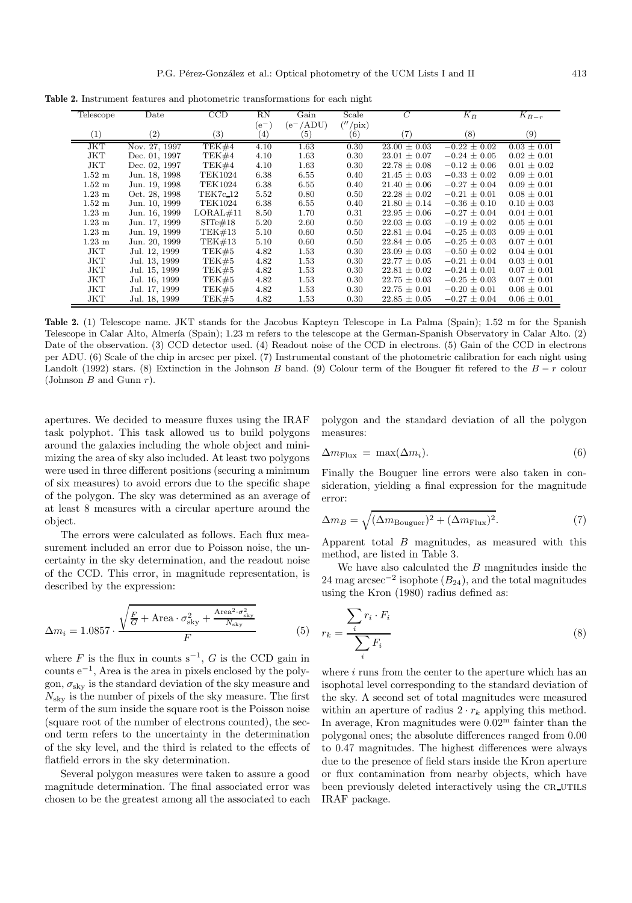**Table 2.** Instrument features and photometric transformations for each night

| Telescope | Date | CCD | RN ($e^-$) | Gain ($e^-$/ADU) | Scale ($''$/pix) | $C$ | $K_B$ | $K_{B-r}$ |
|---|---|---|---|---|---|---|---|---|
| (1) | (2) | (3) | (4) | (5) | (6) | (7) | (8) | (9) |
| JKT | Nov. 27, 1997 | TEK#4 | 4.10 | 1.63 | 0.30 | $23.00 \pm 0.03$ | $-0.22 \pm 0.02$ | $0.03 \pm 0.01$ |
| JKT | Dec. 01, 1997 | TEK#4 | 4.10 | 1.63 | 0.30 | $23.01 \pm 0.07$ | $-0.24 \pm 0.05$ | $0.02 \pm 0.01$ |
| JKT | Dec. 02, 1997 | TEK#4 | 4.10 | 1.63 | 0.30 | $22.78 \pm 0.08$ | $-0.12 \pm 0.06$ | $0.01 \pm 0.02$ |
| 1.52 m | Jun. 18, 1998 | TEK1024 | 6.38 | 6.55 | 0.40 | $21.45 \pm 0.03$ | $-0.33 \pm 0.02$ | $0.09 \pm 0.01$ |
| 1.52 m | Jun. 19, 1998 | TEK1024 | 6.38 | 6.55 | 0.40 | $21.40 \pm 0.06$ | $-0.27 \pm 0.04$ | $0.09 \pm 0.01$ |
| 1.23 m | Oct. 28, 1998 | TEK7c_12 | 5.52 | 0.80 | 0.50 | $22.28 \pm 0.02$ | $-0.21 \pm 0.01$ | $0.08 \pm 0.01$ |
| 1.52 m | Jun. 10, 1999 | TEK1024 | 6.38 | 6.55 | 0.40 | $21.80 \pm 0.14$ | $-0.36 \pm 0.10$ | $0.10 \pm 0.03$ |
| 1.23 m | Jun. 16, 1999 | LORAL#11 | 8.50 | 1.70 | 0.31 | $22.95 \pm 0.06$ | $-0.27 \pm 0.04$ | $0.04 \pm 0.01$ |
| 1.23 m | Jun. 17, 1999 | SITe#18 | 5.20 | 2.60 | 0.50 | $22.03 \pm 0.03$ | $-0.19 \pm 0.02$ | $0.05 \pm 0.01$ |
| 1.23 m | Jun. 19, 1999 | TEK#13 | 5.10 | 0.60 | 0.50 | $22.81 \pm 0.04$ | $-0.25 \pm 0.03$ | $0.09 \pm 0.01$ |
| 1.23 m | Jun. 20, 1999 | TEK#13 | 5.10 | 0.60 | 0.50 | $22.84 \pm 0.05$ | $-0.25 \pm 0.03$ | $0.07 \pm 0.01$ |
| JKT | Jul. 12, 1999 | TEK#5 | 4.82 | 1.53 | 0.30 | $23.09 \pm 0.03$ | $-0.50 \pm 0.02$ | $0.04 \pm 0.01$ |
| JKT | Jul. 13, 1999 | TEK#5 | 4.82 | 1.53 | 0.30 | $22.77 \pm 0.05$ | $-0.21 \pm 0.04$ | $0.03 \pm 0.01$ |
| JKT | Jul. 15, 1999 | TEK#5 | 4.82 | 1.53 | 0.30 | $22.81 \pm 0.02$ | $-0.24 \pm 0.01$ | $0.07 \pm 0.01$ |
| JKT | Jul. 16, 1999 | TEK#5 | 4.82 | 1.53 | 0.30 | $22.75 \pm 0.03$ | $-0.25 \pm 0.03$ | $0.07 \pm 0.01$ |
| JKT | Jul. 17, 1999 | TEK#5 | 4.82 | 1.53 | 0.30 | $22.75 \pm 0.01$ | $-0.20 \pm 0.01$ | $0.06 \pm 0.01$ |
| JKT | Jul. 18, 1999 | TEK#5 | 4.82 | 1.53 | 0.30 | $22.85 \pm 0.05$ | $-0.27 \pm 0.04$ | $0.06 \pm 0.01$ |

**Table 2.** (1) Telescope name. JKT stands for the Jacobus Kapteyn Telescope in La Palma (Spain); 1.52 m for the Spanish Telescope in Calar Alto, Almería (Spain); 1.23 m refers to the telescope at the German-Spanish Observatory in Calar Alto. (2) Date of the observation. (3) CCD detector used. (4) Readout noise of the CCD in electrons. (5) Gain of the CCD in electrons per ADU. (6) Scale of the chip in arcsec per pixel. (7) Instrumental constant of the photometric calibration for each night using Landolt (1992) stars. (8) Extinction in the Johnson $B$ band. (9) Colour term of the Bouguer fit refered to the $B-r$ colour (Johnson $B$ and Gunn $r$).

apertures. We decided to measure fluxes using the IRAF task polyphot. This task allowed us to build polygons around the galaxies including the whole object and minimizing the area of sky also included. At least two polygons were used in three different positions (securing a minimum of six measures) to avoid errors due to the specific shape of the polygon. The sky was determined as an average of at least 8 measures with a circular aperture around the object.

The errors were calculated as follows. Each flux measurement included an error due to Poisson noise, the uncertainty in the sky determination, and the readout noise of the CCD. This error, in magnitude representation, is described by the expression:

$$\Delta m_i = 1.0857 \cdot \frac{\sqrt{\frac{F}{G} + \mathrm{Area} \cdot \sigma_{\mathrm{sky}}^2 + \frac{\mathrm{Area}^2 \cdot \sigma_{\mathrm{sky}}^2}{N_{\mathrm{sky}}}}}{F} \tag{5}$$

where $F$ is the flux in counts $\mathrm{s}^{-1}$, $G$ is the CCD gain in counts $\mathrm{e}^{-1}$, Area is the area in pixels enclosed by the polygon, $\sigma_{\mathrm{sky}}$ is the standard deviation of the sky measure and $N_{\mathrm{sky}}$ is the number of pixels of the sky measure. The first term of the sum inside the square root is the Poisson noise (square root of the number of electrons counted), the second term refers to the uncertainty in the determination of the sky level, and the third is related to the effects of flatfield errors in the sky determination.

Several polygon measures were taken to assure a good magnitude determination. The final associated error was chosen to be the greatest among all the associated to each polygon and the standard deviation of all the polygon measures:

$$\Delta m_{\mathrm{Flux}} = \max(\Delta m_i). \tag{6}$$

Finally the Bouguer line errors were also taken in consideration, yielding a final expression for the magnitude error:

$$\Delta m_B = \sqrt{(\Delta m_{\mathrm{Bouguer}})^2 + (\Delta m_{\mathrm{Flux}})^2}. \tag{7}$$

Apparent total $B$ magnitudes, as measured with this method, are listed in Table 3.

We have also calculated the $B$ magnitudes inside the 24 mag arcsec$^{-2}$ isophote ($B_{24}$), and the total magnitudes using the Kron (1980) radius defined as:

$$r_k = \frac{\sum_i r_i \cdot F_i}{\sum_i F_i} \tag{8}$$

where $i$ runs from the center to the aperture which has an isophotal level corresponding to the standard deviation of the sky. A second set of total magnitudes were measured within an aperture of radius $2 \cdot r_k$ applying this method. In average, Kron magnitudes were $0.02^{\mathrm{m}}$ fainter than the polygonal ones; the absolute differences ranged from 0.00 to 0.47 magnitudes. The highest differences were always due to the presence of field stars inside the Kron aperture or flux contamination from nearby objects, which have been previously deleted interactively using the CR_UTILS IRAF package.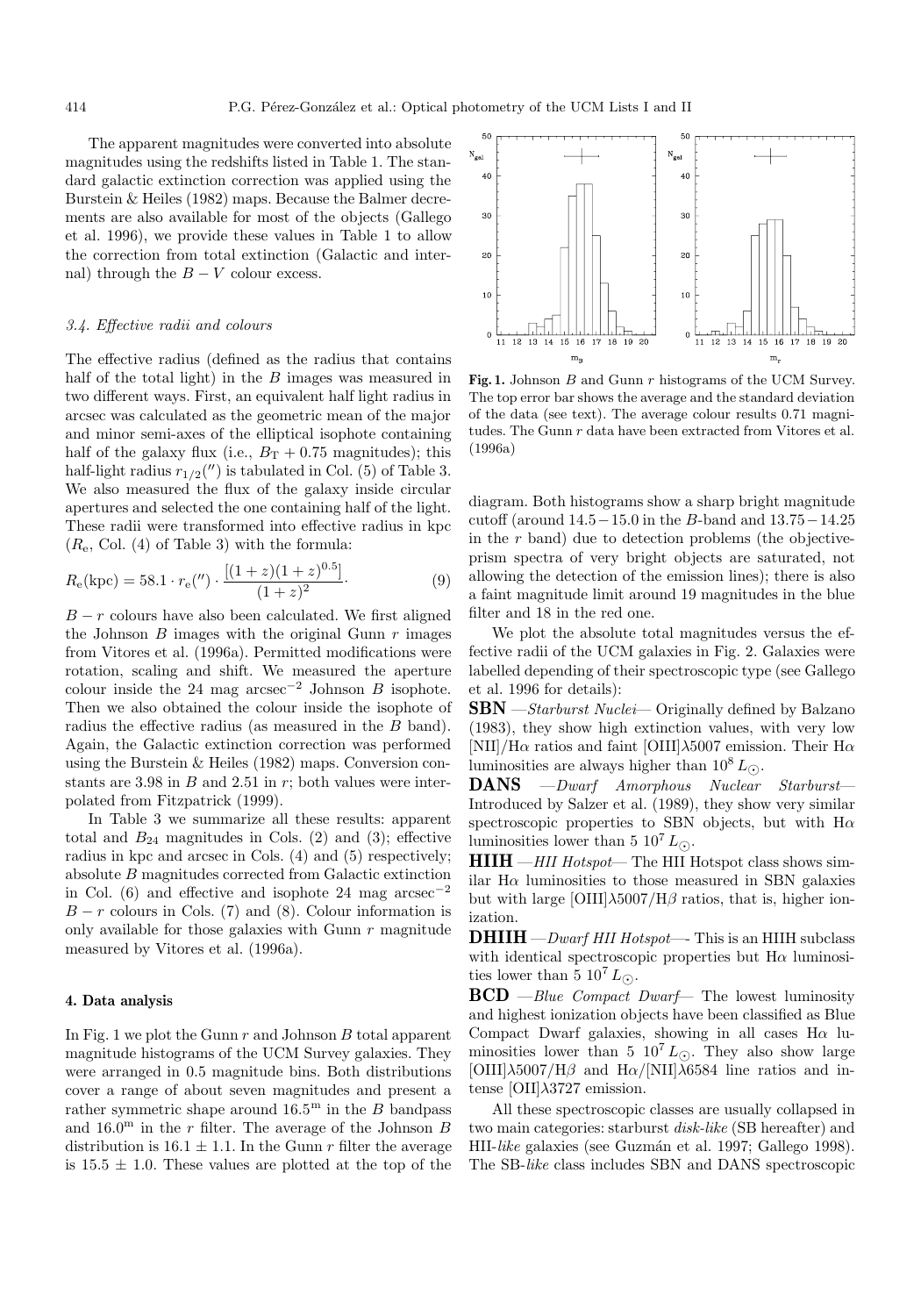The apparent magnitudes were converted into absolute magnitudes using the redshifts listed in Table 1. The standard galactic extinction correction was applied using the Burstein & Heiles (1982) maps. Because the Balmer decrements are also available for most of the objects (Gallego et al. 1996), we provide these values in Table 1 to allow the correction from total extinction (Galactic and internal) through the $B-V$ colour excess.

### *3.4. Effective radii and colours*

The effective radius (defined as the radius that contains half of the total light) in the $B$ images was measured in two different ways. First, an equivalent half light radius in arcsec was calculated as the geometric mean of the major and minor semi-axes of the elliptical isophote containing half of the galaxy flux (i.e., $B_{\rm T}+0.75$ magnitudes); this half-light radius $r_{1/2}('')$ is tabulated in Col. (5) of Table 3. We also measured the flux of the galaxy inside circular apertures and selected the one containing half of the light. These radii were transformed into effective radius in kpc ($R_{\rm e}$, Col. (4) of Table 3) with the formula:

$$R_{\rm e}({\rm kpc}) = 58.1 \cdot r_{\rm e}('') \cdot \frac{[(1+z)(1+z)^{0.5}]}{(1+z)^2}. \quad (9)$$

$B-r$ colours have also been calculated. We first aligned the Johnson $B$ images with the original Gunn $r$ images from Vitores et al. (1996a). Permitted modifications were rotation, scaling and shift. We measured the aperture colour inside the 24 mag arcsec$^{-2}$ Johnson $B$ isophote. Then we also obtained the colour inside the isophote of radius the effective radius (as measured in the $B$ band). Again, the Galactic extinction correction was performed using the Burstein & Heiles (1982) maps. Conversion constants are 3.98 in $B$ and 2.51 in $r$; both values were interpolated from Fitzpatrick (1999).

In Table 3 we summarize all these results: apparent total and $B_{24}$ magnitudes in Cols. (2) and (3); effective radius in kpc and arcsec in Cols. (4) and (5) respectively; absolute $B$ magnitudes corrected from Galactic extinction in Col. (6) and effective and isophote 24 mag arcsec$^{-2}$ $B-r$ colours in Cols. (7) and (8). Colour information is only available for those galaxies with Gunn $r$ magnitude measured by Vitores et al. (1996a).

## 4. Data analysis

In Fig. 1 we plot the Gunn $r$ and Johnson $B$ total apparent magnitude histograms of the UCM Survey galaxies. They were arranged in 0.5 magnitude bins. Both distributions cover a range of about seven magnitudes and present a rather symmetric shape around $16.5^{\rm m}$ in the $B$ bandpass and $16.0^{\rm m}$ in the $r$ filter. The average of the Johnson $B$ distribution is $16.1 \pm 1.1$. In the Gunn $r$ filter the average is $15.5 \pm 1.0$. These values are plotted at the top of the diagram. Both histograms show a sharp bright magnitude cutoff (around $14.5-15.0$ in the $B$-band and $13.75-14.25$ in the $r$ band) due to detection problems (the objective-prism spectra of very bright objects are saturated, not allowing the detection of the emission lines); there is also a faint magnitude limit around 19 magnitudes in the blue filter and 18 in the red one.

**Fig. 1.** Johnson $B$ and Gunn $r$ histograms of the UCM Survey. The top error bar shows the average and the standard deviation of the data (see text). The average colour results 0.71 magnitudes. The Gunn $r$ data have been extracted from Vitores et al. (1996a)

We plot the absolute total magnitudes versus the effective radii of the UCM galaxies in Fig. 2. Galaxies were labelled depending of their spectroscopic type (see Gallego et al. 1996 for details):

**SBN** —*Starburst Nuclei*— Originally defined by Balzano (1983), they show high extinction values, with very low [NII]/H$\alpha$ ratios and faint [OIII]$\lambda$5007 emission. Their H$\alpha$ luminosities are always higher than $10^8\,L_{\odot}$.

**DANS** —*Dwarf Amorphous Nuclear Starburst*— Introduced by Salzer et al. (1989), they show very similar spectroscopic properties to SBN objects, but with H$\alpha$ luminosities lower than $5\ 10^7\,L_{\odot}$.

**HIIH** —*HII Hotspot*— The HII Hotspot class shows similar H$\alpha$ luminosities to those measured in SBN galaxies but with large [OIII]$\lambda$5007/H$\beta$ ratios, that is, higher ionization.

**DHIIH** —*Dwarf HII Hotspot*—- This is an HIIH subclass with identical spectroscopic properties but H$\alpha$ luminosities lower than $5\ 10^7\,L_{\odot}$.

**BCD** —*Blue Compact Dwarf*— The lowest luminosity and highest ionization objects have been classified as Blue Compact Dwarf galaxies, showing in all cases H$\alpha$ luminosities lower than $5\ 10^7\,L_{\odot}$. They also show large [OIII]$\lambda$5007/H$\beta$ and H$\alpha$/[NII]$\lambda$6584 line ratios and intense [OII]$\lambda$3727 emission.

All these spectroscopic classes are usually collapsed in two main categories: starburst *disk-like* (SB hereafter) and HII-*like* galaxies (see Guzmán et al. 1997; Gallego 1998). The SB-*like* class includes SBN and DANS spectroscopic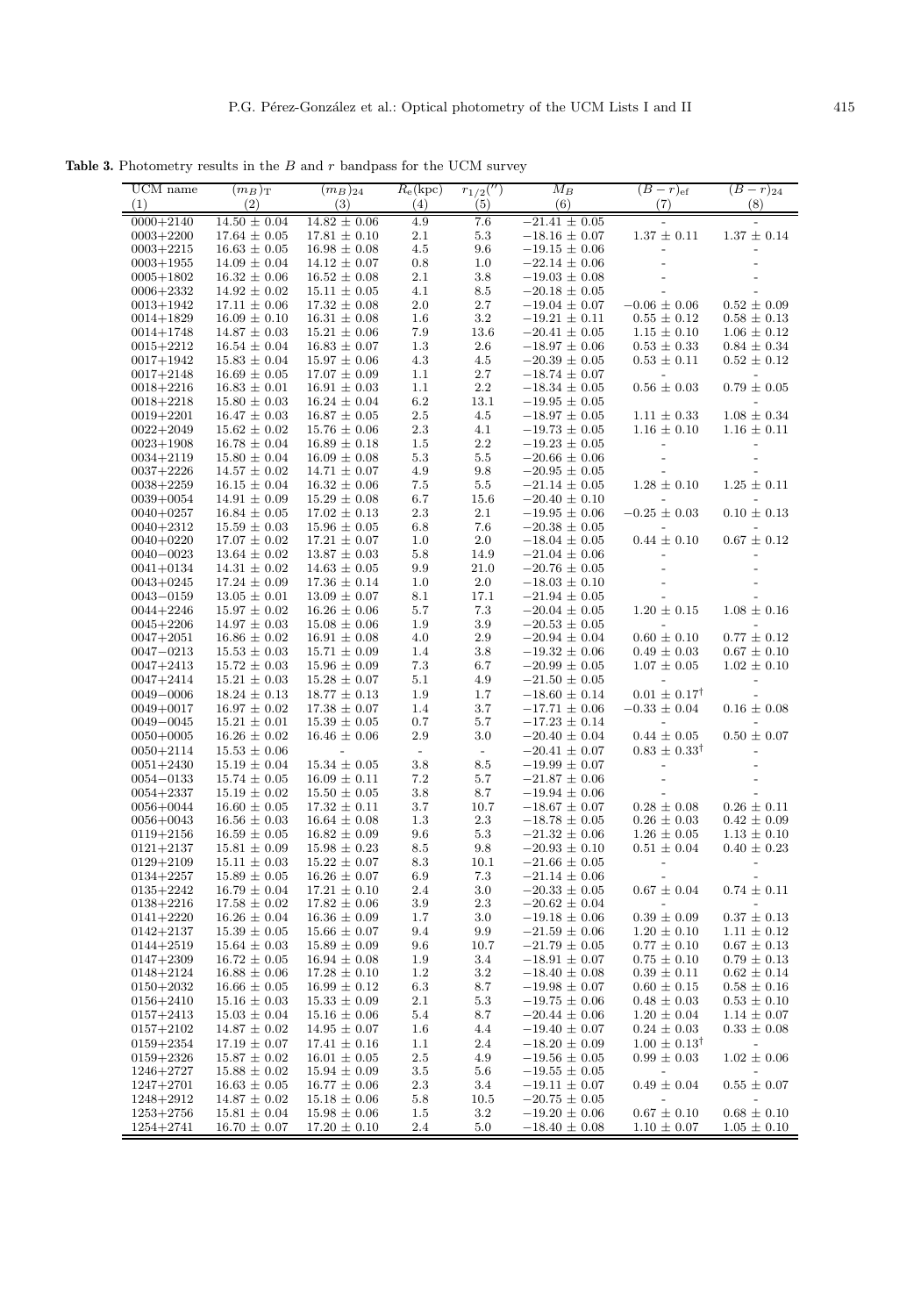**Table 3.** Photometry results in the $B$ and $r$ bandpass for the UCM survey

| UCM name | $(m_B)_\mathrm{T}$ | $(m_B)_{24}$ | $R_\mathrm{e}$(kpc) | $r_{1/2}('')$ | $M_B$ | $(B-r)_\mathrm{ef}$ | $(B-r)_{24}$ |
|---|---|---|---|---|---|---|---|
| (1) | (2) | (3) | (4) | (5) | (6) | (7) | (8) |
| 0000+2140 | 14.50 ± 0.04 | 14.82 ± 0.06 | 4.9 | 7.6 | −21.41 ± 0.05 | - | - |
| 0003+2200 | 17.64 ± 0.05 | 17.81 ± 0.10 | 2.1 | 5.3 | −18.16 ± 0.07 | 1.37 ± 0.11 | 1.37 ± 0.14 |
| 0003+2215 | 16.63 ± 0.05 | 16.98 ± 0.08 | 4.5 | 9.6 | −19.15 ± 0.06 | - | - |
| 0003+1955 | 14.09 ± 0.04 | 14.12 ± 0.07 | 0.8 | 1.0 | −22.14 ± 0.06 | - | - |
| 0005+1802 | 16.32 ± 0.06 | 16.52 ± 0.08 | 2.1 | 3.8 | −19.03 ± 0.08 | - | - |
| 0006+2332 | 14.92 ± 0.02 | 15.11 ± 0.05 | 4.1 | 8.5 | −20.18 ± 0.05 | - | - |
| 0013+1942 | 17.11 ± 0.06 | 17.32 ± 0.08 | 2.0 | 2.7 | −19.04 ± 0.07 | −0.06 ± 0.06 | 0.52 ± 0.09 |
| 0014+1829 | 16.09 ± 0.10 | 16.31 ± 0.08 | 1.6 | 3.2 | −19.21 ± 0.11 | 0.55 ± 0.12 | 0.58 ± 0.13 |
| 0014+1748 | 14.87 ± 0.03 | 15.21 ± 0.06 | 7.9 | 13.6 | −20.41 ± 0.05 | 1.15 ± 0.10 | 1.06 ± 0.12 |
| 0015+2212 | 16.54 ± 0.04 | 16.83 ± 0.07 | 1.3 | 2.6 | −18.97 ± 0.06 | 0.53 ± 0.33 | 0.84 ± 0.34 |
| 0017+1942 | 15.83 ± 0.04 | 15.97 ± 0.06 | 4.3 | 4.5 | −20.39 ± 0.05 | 0.53 ± 0.11 | 0.52 ± 0.12 |
| 0017+2148 | 16.69 ± 0.05 | 17.07 ± 0.09 | 1.1 | 2.7 | −18.74 ± 0.07 | - | - |
| 0018+2216 | 16.83 ± 0.01 | 16.91 ± 0.03 | 1.1 | 2.2 | −18.34 ± 0.05 | 0.56 ± 0.03 | 0.79 ± 0.05 |
| 0018+2218 | 15.80 ± 0.03 | 16.24 ± 0.04 | 6.2 | 13.1 | −19.95 ± 0.05 | - | - |
| 0019+2201 | 16.47 ± 0.03 | 16.87 ± 0.05 | 2.5 | 4.5 | −18.97 ± 0.05 | 1.11 ± 0.33 | 1.08 ± 0.34 |
| 0022+2049 | 15.62 ± 0.02 | 15.76 ± 0.06 | 2.3 | 4.1 | −19.73 ± 0.05 | 1.16 ± 0.10 | 1.16 ± 0.11 |
| 0023+1908 | 16.78 ± 0.04 | 16.89 ± 0.18 | 1.5 | 2.2 | −19.23 ± 0.05 | - | - |
| 0034+2119 | 15.80 ± 0.04 | 16.09 ± 0.08 | 5.3 | 5.5 | −20.66 ± 0.06 | - | - |
| 0037+2226 | 14.57 ± 0.02 | 14.71 ± 0.07 | 4.9 | 9.8 | −20.95 ± 0.05 | - | - |
| 0038+2259 | 16.15 ± 0.04 | 16.32 ± 0.06 | 7.5 | 5.5 | −21.14 ± 0.05 | 1.28 ± 0.10 | 1.25 ± 0.11 |
| 0039+0054 | 14.91 ± 0.09 | 15.29 ± 0.08 | 6.7 | 15.6 | −20.40 ± 0.10 | - | - |
| 0040+0257 | 16.84 ± 0.05 | 17.02 ± 0.13 | 2.3 | 2.1 | −19.95 ± 0.06 | −0.25 ± 0.03 | 0.10 ± 0.13 |
| 0040+2312 | 15.59 ± 0.03 | 15.96 ± 0.05 | 6.8 | 7.6 | −20.38 ± 0.05 | - | - |
| 0040+0220 | 17.07 ± 0.02 | 17.21 ± 0.07 | 1.0 | 2.0 | −18.04 ± 0.05 | 0.44 ± 0.10 | 0.67 ± 0.12 |
| 0040−0023 | 13.64 ± 0.02 | 13.87 ± 0.03 | 5.8 | 14.9 | −21.04 ± 0.06 | - | - |
| 0041+0134 | 14.31 ± 0.02 | 14.63 ± 0.05 | 9.9 | 21.0 | −20.76 ± 0.05 | - | - |
| 0043+0245 | 17.24 ± 0.09 | 17.36 ± 0.14 | 1.0 | 2.0 | −18.03 ± 0.10 | - | - |
| 0043−0159 | 13.05 ± 0.01 | 13.09 ± 0.07 | 8.1 | 17.1 | −21.94 ± 0.05 | - | - |
| 0044+2246 | 15.97 ± 0.02 | 16.26 ± 0.06 | 5.7 | 7.3 | −20.04 ± 0.05 | 1.20 ± 0.15 | 1.08 ± 0.16 |
| 0045+2206 | 14.97 ± 0.03 | 15.08 ± 0.06 | 1.9 | 3.9 | −20.53 ± 0.05 | - | - |
| 0047+2051 | 16.86 ± 0.02 | 16.91 ± 0.08 | 4.0 | 2.9 | −20.94 ± 0.04 | 0.60 ± 0.10 | 0.77 ± 0.12 |
| 0047−0213 | 15.53 ± 0.03 | 15.71 ± 0.09 | 1.4 | 3.8 | −19.32 ± 0.06 | 0.49 ± 0.03 | 0.67 ± 0.10 |
| 0047+2413 | 15.72 ± 0.03 | 15.96 ± 0.09 | 7.3 | 6.7 | −20.99 ± 0.05 | 1.07 ± 0.05 | 1.02 ± 0.10 |
| 0047+2414 | 15.21 ± 0.03 | 15.28 ± 0.07 | 5.1 | 4.9 | −21.50 ± 0.05 | - | - |
| 0049−0006 | 18.24 ± 0.13 | 18.77 ± 0.13 | 1.9 | 1.7 | −18.60 ± 0.14 | 0.01 ± 0.17[†] | - |
| 0049+0017 | 16.97 ± 0.02 | 17.38 ± 0.07 | 1.4 | 3.7 | −17.71 ± 0.06 | −0.33 ± 0.04 | 0.16 ± 0.08 |
| 0049−0045 | 15.21 ± 0.01 | 15.39 ± 0.05 | 0.7 | 5.7 | −17.23 ± 0.14 | - | - |
| 0050+0005 | 16.26 ± 0.02 | 16.46 ± 0.06 | 2.9 | 3.0 | −20.40 ± 0.04 | 0.44 ± 0.05 | 0.50 ± 0.07 |
| 0050+2114 | 15.53 ± 0.06 | - | - | - | −20.41 ± 0.07 | 0.83 ± 0.33[†] | - |
| 0051+2430 | 15.19 ± 0.04 | 15.34 ± 0.05 | 3.8 | 8.5 | −19.99 ± 0.07 | - | - |
| 0054−0133 | 15.74 ± 0.05 | 16.09 ± 0.11 | 7.2 | 5.7 | −21.87 ± 0.06 | - | - |
| 0054+2337 | 15.19 ± 0.02 | 15.50 ± 0.05 | 3.8 | 8.7 | −19.94 ± 0.06 | - | - |
| 0056+0044 | 16.60 ± 0.05 | 17.32 ± 0.11 | 3.7 | 10.7 | −18.67 ± 0.07 | 0.28 ± 0.08 | 0.26 ± 0.11 |
| 0056+0043 | 16.56 ± 0.03 | 16.64 ± 0.08 | 1.3 | 2.3 | −18.78 ± 0.05 | 0.26 ± 0.03 | 0.42 ± 0.09 |
| 0119+2156 | 16.59 ± 0.05 | 16.82 ± 0.09 | 9.6 | 5.3 | −21.32 ± 0.06 | 1.26 ± 0.05 | 1.13 ± 0.10 |
| 0121+2137 | 15.81 ± 0.09 | 15.98 ± 0.23 | 8.5 | 9.8 | −20.93 ± 0.10 | 0.51 ± 0.04 | 0.40 ± 0.23 |
| 0129+2109 | 15.11 ± 0.03 | 15.22 ± 0.07 | 8.3 | 10.1 | −21.66 ± 0.05 | - | - |
| 0134+2257 | 15.89 ± 0.05 | 16.26 ± 0.07 | 6.9 | 7.3 | −21.14 ± 0.06 | - | - |
| 0135+2242 | 16.79 ± 0.04 | 17.21 ± 0.10 | 2.4 | 3.0 | −20.33 ± 0.05 | 0.67 ± 0.04 | 0.74 ± 0.11 |
| 0138+2216 | 17.58 ± 0.02 | 17.82 ± 0.06 | 3.9 | 2.3 | −20.62 ± 0.04 | - | - |
| 0141+2220 | 16.26 ± 0.04 | 16.36 ± 0.09 | 1.7 | 3.0 | −19.18 ± 0.06 | 0.39 ± 0.09 | 0.37 ± 0.13 |
| 0142+2137 | 15.39 ± 0.05 | 15.66 ± 0.07 | 9.4 | 9.9 | −21.59 ± 0.06 | 1.20 ± 0.10 | 1.11 ± 0.12 |
| 0144+2519 | 15.64 ± 0.03 | 15.89 ± 0.09 | 9.6 | 10.7 | −21.79 ± 0.05 | 0.77 ± 0.10 | 0.67 ± 0.13 |
| 0147+2309 | 16.72 ± 0.05 | 16.94 ± 0.08 | 1.9 | 3.4 | −18.91 ± 0.07 | 0.75 ± 0.10 | 0.79 ± 0.13 |
| 0148+2124 | 16.88 ± 0.06 | 17.28 ± 0.10 | 1.2 | 3.2 | −18.40 ± 0.08 | 0.39 ± 0.11 | 0.62 ± 0.14 |
| 0150+2032 | 16.66 ± 0.05 | 16.99 ± 0.12 | 6.3 | 8.7 | −19.98 ± 0.07 | 0.60 ± 0.15 | 0.58 ± 0.16 |
| 0156+2410 | 15.16 ± 0.03 | 15.33 ± 0.09 | 2.1 | 5.3 | −19.75 ± 0.06 | 0.48 ± 0.03 | 0.53 ± 0.10 |
| 0157+2413 | 15.03 ± 0.04 | 15.16 ± 0.06 | 5.4 | 8.7 | −20.44 ± 0.06 | 1.20 ± 0.04 | 1.14 ± 0.07 |
| 0157+2102 | 14.87 ± 0.02 | 14.95 ± 0.07 | 1.6 | 4.4 | −19.40 ± 0.07 | 0.24 ± 0.03 | 0.33 ± 0.08 |
| 0159+2354 | 17.19 ± 0.07 | 17.41 ± 0.16 | 1.1 | 2.4 | −18.20 ± 0.09 | 1.00 ± 0.13[†] | - |
| 0159+2326 | 15.87 ± 0.02 | 16.01 ± 0.05 | 2.5 | 4.9 | −19.56 ± 0.05 | 0.99 ± 0.03 | 1.02 ± 0.06 |
| 1246+2727 | 15.88 ± 0.02 | 15.94 ± 0.09 | 3.5 | 5.6 | −19.55 ± 0.05 | - | - |
| 1247+2701 | 16.63 ± 0.05 | 16.77 ± 0.06 | 2.3 | 3.4 | −19.11 ± 0.07 | 0.49 ± 0.04 | 0.55 ± 0.07 |
| 1248+2912 | 14.87 ± 0.02 | 15.18 ± 0.06 | 5.8 | 10.5 | −20.75 ± 0.05 | - | - |
| 1253+2756 | 15.81 ± 0.04 | 15.98 ± 0.06 | 1.5 | 3.2 | −19.20 ± 0.06 | 0.67 ± 0.10 | 0.68 ± 0.10 |
| 1254+2741 | 16.70 ± 0.07 | 17.20 ± 0.10 | 2.4 | 5.0 | −18.40 ± 0.08 | 1.10 ± 0.07 | 1.05 ± 0.10 |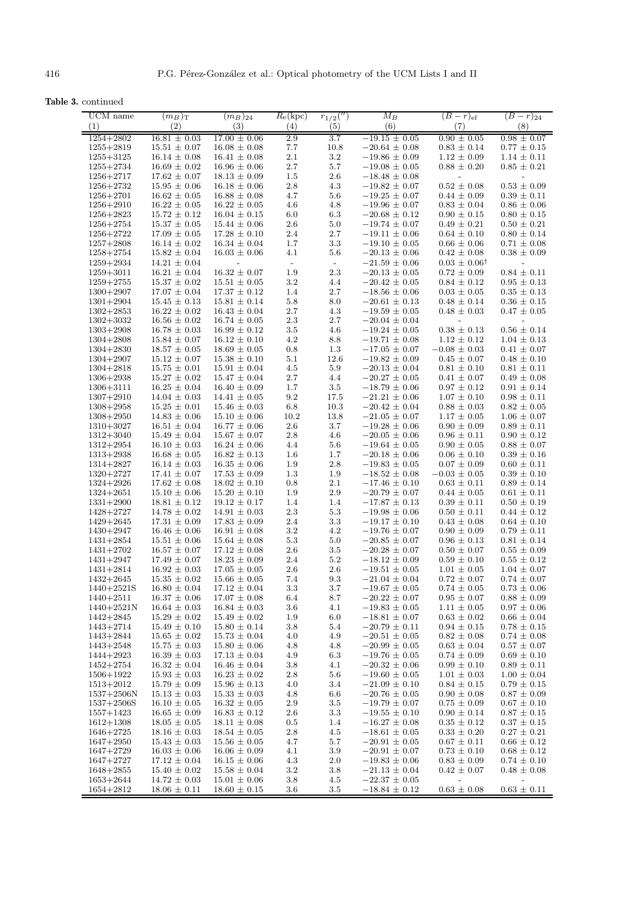**Table 3.** continued

| UCM name | $(m_B)_T$ | $(m_B)_{24}$ | $R_e$(kpc) | $r_{1/2}('')$ | $M_B$ | $(B-r)_{ef}$ | $(B-r)_{24}$ |
|---|---|---|---|---|---|---|---|
| (1) | (2) | (3) | (4) | (5) | (6) | (7) | (8) |
| 1254+2802 | $16.81 \pm 0.03$ | $17.00 \pm 0.06$ | 2.9 | 3.7 | $-19.15 \pm 0.05$ | $0.90 \pm 0.05$ | $0.98 \pm 0.07$ |
| 1255+2819 | $15.51 \pm 0.07$ | $16.08 \pm 0.08$ | 7.7 | 10.8 | $-20.64 \pm 0.08$ | $0.83 \pm 0.14$ | $0.77 \pm 0.15$ |
| 1255+3125 | $16.14 \pm 0.08$ | $16.41 \pm 0.08$ | 2.1 | 3.2 | $-19.86 \pm 0.09$ | $1.12 \pm 0.09$ | $1.14 \pm 0.11$ |
| 1255+2734 | $16.69 \pm 0.02$ | $16.96 \pm 0.06$ | 2.7 | 5.7 | $-19.08 \pm 0.05$ | $0.88 \pm 0.20$ | $0.85 \pm 0.21$ |
| 1256+2717 | $17.62 \pm 0.07$ | $18.13 \pm 0.09$ | 1.5 | 2.6 | $-18.48 \pm 0.08$ | - | - |
| 1256+2732 | $15.95 \pm 0.06$ | $16.18 \pm 0.06$ | 2.8 | 4.3 | $-19.82 \pm 0.07$ | $0.52 \pm 0.08$ | $0.53 \pm 0.09$ |
| 1256+2701 | $16.62 \pm 0.05$ | $16.88 \pm 0.08$ | 4.7 | 5.6 | $-19.25 \pm 0.07$ | $0.44 \pm 0.09$ | $0.39 \pm 0.11$ |
| 1256+2910 | $16.22 \pm 0.05$ | $16.22 \pm 0.05$ | 4.6 | 4.8 | $-19.96 \pm 0.07$ | $0.83 \pm 0.04$ | $0.86 \pm 0.06$ |
| 1256+2823 | $15.72 \pm 0.12$ | $16.04 \pm 0.15$ | 6.0 | 6.3 | $-20.68 \pm 0.12$ | $0.90 \pm 0.15$ | $0.80 \pm 0.15$ |
| 1256+2754 | $15.37 \pm 0.05$ | $15.44 \pm 0.06$ | 2.6 | 5.0 | $-19.74 \pm 0.07$ | $0.49 \pm 0.21$ | $0.50 \pm 0.21$ |
| 1256+2722 | $17.09 \pm 0.05$ | $17.28 \pm 0.10$ | 2.4 | 2.7 | $-19.11 \pm 0.06$ | $0.64 \pm 0.10$ | $0.80 \pm 0.14$ |
| 1257+2808 | $16.14 \pm 0.02$ | $16.34 \pm 0.04$ | 1.7 | 3.3 | $-19.10 \pm 0.05$ | $0.66 \pm 0.06$ | $0.71 \pm 0.08$ |
| 1258+2754 | $15.82 \pm 0.04$ | $16.03 \pm 0.06$ | 4.1 | 5.6 | $-20.13 \pm 0.06$ | $0.42 \pm 0.08$ | $0.38 \pm 0.09$ |
| 1259+2934 | $14.21 \pm 0.04$ | - | - | - | $-21.59 \pm 0.06$ | $0.03 \pm 0.06^{\dagger}$ | - |
| 1259+3011 | $16.21 \pm 0.04$ | $16.32 \pm 0.07$ | 1.9 | 2.3 | $-20.13 \pm 0.05$ | $0.72 \pm 0.09$ | $0.84 \pm 0.11$ |
| 1259+2755 | $15.37 \pm 0.02$ | $15.51 \pm 0.05$ | 3.2 | 4.4 | $-20.42 \pm 0.05$ | $0.84 \pm 0.12$ | $0.95 \pm 0.13$ |
| 1300+2907 | $17.07 \pm 0.04$ | $17.37 \pm 0.12$ | 1.4 | 2.7 | $-18.56 \pm 0.06$ | $0.03 \pm 0.05$ | $0.35 \pm 0.13$ |
| 1301+2904 | $15.45 \pm 0.13$ | $15.81 \pm 0.14$ | 5.8 | 8.0 | $-20.61 \pm 0.13$ | $0.48 \pm 0.14$ | $0.36 \pm 0.15$ |
| 1302+2853 | $16.22 \pm 0.02$ | $16.43 \pm 0.04$ | 2.7 | 4.3 | $-19.59 \pm 0.05$ | $0.48 \pm 0.03$ | $0.47 \pm 0.05$ |
| 1302+3032 | $16.56 \pm 0.02$ | $16.74 \pm 0.05$ | 2.3 | 2.7 | $-20.04 \pm 0.04$ | - | - |
| 1303+2908 | $16.78 \pm 0.03$ | $16.99 \pm 0.12$ | 3.5 | 4.6 | $-19.24 \pm 0.05$ | $0.38 \pm 0.13$ | $0.56 \pm 0.14$ |
| 1304+2808 | $15.84 \pm 0.07$ | $16.12 \pm 0.10$ | 4.2 | 8.8 | $-19.71 \pm 0.08$ | $1.12 \pm 0.12$ | $1.04 \pm 0.13$ |
| 1304+2830 | $18.57 \pm 0.05$ | $18.69 \pm 0.05$ | 0.8 | 1.3 | $-17.05 \pm 0.07$ | $-0.08 \pm 0.03$ | $0.41 \pm 0.07$ |
| 1304+2907 | $15.12 \pm 0.07$ | $15.38 \pm 0.10$ | 5.1 | 12.6 | $-19.82 \pm 0.09$ | $0.45 \pm 0.07$ | $0.48 \pm 0.10$ |
| 1304+2818 | $15.75 \pm 0.01$ | $15.91 \pm 0.04$ | 4.5 | 5.9 | $-20.13 \pm 0.04$ | $0.81 \pm 0.10$ | $0.81 \pm 0.11$ |
| 1306+2938 | $15.27 \pm 0.02$ | $15.47 \pm 0.04$ | 2.7 | 4.4 | $-20.27 \pm 0.05$ | $0.41 \pm 0.07$ | $0.49 \pm 0.08$ |
| 1306+3111 | $16.25 \pm 0.04$ | $16.40 \pm 0.09$ | 1.7 | 3.5 | $-18.79 \pm 0.06$ | $0.97 \pm 0.12$ | $0.91 \pm 0.14$ |
| 1307+2910 | $14.04 \pm 0.03$ | $14.41 \pm 0.05$ | 9.2 | 17.5 | $-21.21 \pm 0.06$ | $1.07 \pm 0.10$ | $0.98 \pm 0.11$ |
| 1308+2958 | $15.25 \pm 0.01$ | $15.46 \pm 0.03$ | 6.8 | 10.3 | $-20.42 \pm 0.04$ | $0.88 \pm 0.03$ | $0.82 \pm 0.05$ |
| 1308+2950 | $14.83 \pm 0.06$ | $15.10 \pm 0.06$ | 10.2 | 13.8 | $-21.05 \pm 0.07$ | $1.17 \pm 0.05$ | $1.06 \pm 0.07$ |
| 1310+3027 | $16.51 \pm 0.04$ | $16.77 \pm 0.06$ | 2.6 | 3.7 | $-19.28 \pm 0.06$ | $0.90 \pm 0.09$ | $0.89 \pm 0.11$ |
| 1312+3040 | $15.49 \pm 0.04$ | $15.67 \pm 0.07$ | 2.8 | 4.6 | $-20.05 \pm 0.06$ | $0.96 \pm 0.11$ | $0.90 \pm 0.12$ |
| 1312+2954 | $16.10 \pm 0.03$ | $16.24 \pm 0.06$ | 4.4 | 5.6 | $-19.64 \pm 0.05$ | $0.90 \pm 0.05$ | $0.88 \pm 0.07$ |
| 1313+2938 | $16.68 \pm 0.05$ | $16.82 \pm 0.13$ | 1.6 | 1.7 | $-20.18 \pm 0.06$ | $0.06 \pm 0.10$ | $0.39 \pm 0.16$ |
| 1314+2827 | $16.14 \pm 0.03$ | $16.35 \pm 0.06$ | 1.9 | 2.8 | $-19.83 \pm 0.05$ | $0.07 \pm 0.09$ | $0.60 \pm 0.11$ |
| 1320+2727 | $17.41 \pm 0.07$ | $17.53 \pm 0.09$ | 1.3 | 1.9 | $-18.52 \pm 0.08$ | $-0.03 \pm 0.05$ | $0.39 \pm 0.10$ |
| 1324+2926 | $17.62 \pm 0.08$ | $18.02 \pm 0.10$ | 0.8 | 2.1 | $-17.46 \pm 0.10$ | $0.63 \pm 0.11$ | $0.89 \pm 0.14$ |
| 1324+2651 | $15.10 \pm 0.06$ | $15.20 \pm 0.10$ | 1.9 | 2.9 | $-20.79 \pm 0.07$ | $0.44 \pm 0.05$ | $0.61 \pm 0.11$ |
| 1331+2900 | $18.81 \pm 0.12$ | $19.12 \pm 0.17$ | 1.4 | 1.4 | $-17.87 \pm 0.13$ | $0.39 \pm 0.11$ | $0.50 \pm 0.19$ |
| 1428+2727 | $14.78 \pm 0.02$ | $14.91 \pm 0.03$ | 2.3 | 5.3 | $-19.98 \pm 0.06$ | $0.50 \pm 0.11$ | $0.44 \pm 0.12$ |
| 1429+2645 | $17.31 \pm 0.09$ | $17.83 \pm 0.09$ | 2.4 | 3.3 | $-19.17 \pm 0.10$ | $0.43 \pm 0.08$ | $0.64 \pm 0.10$ |
| 1430+2947 | $16.46 \pm 0.06$ | $16.91 \pm 0.08$ | 3.2 | 4.2 | $-19.76 \pm 0.07$ | $0.90 \pm 0.09$ | $0.79 \pm 0.11$ |
| 1431+2854 | $15.51 \pm 0.06$ | $15.64 \pm 0.08$ | 5.3 | 5.0 | $-20.85 \pm 0.07$ | $0.96 \pm 0.13$ | $0.81 \pm 0.14$ |
| 1431+2702 | $16.57 \pm 0.07$ | $17.12 \pm 0.08$ | 2.6 | 3.5 | $-20.28 \pm 0.07$ | $0.50 \pm 0.07$ | $0.55 \pm 0.09$ |
| 1431+2947 | $17.49 \pm 0.07$ | $18.23 \pm 0.09$ | 2.4 | 5.2 | $-18.12 \pm 0.09$ | $0.59 \pm 0.10$ | $0.55 \pm 0.12$ |
| 1431+2814 | $16.92 \pm 0.03$ | $17.05 \pm 0.05$ | 2.6 | 2.6 | $-19.51 \pm 0.05$ | $1.01 \pm 0.05$ | $1.04 \pm 0.07$ |
| 1432+2645 | $15.35 \pm 0.02$ | $15.66 \pm 0.05$ | 7.4 | 9.3 | $-21.04 \pm 0.04$ | $0.72 \pm 0.07$ | $0.74 \pm 0.07$ |
| 1440+2521S | $16.80 \pm 0.04$ | $17.12 \pm 0.04$ | 3.3 | 3.7 | $-19.67 \pm 0.05$ | $0.74 \pm 0.05$ | $0.73 \pm 0.06$ |
| 1440+2511 | $16.37 \pm 0.06$ | $17.07 \pm 0.08$ | 6.4 | 8.7 | $-20.22 \pm 0.07$ | $0.95 \pm 0.07$ | $0.88 \pm 0.09$ |
| 1440+2521N | $16.64 \pm 0.03$ | $16.84 \pm 0.03$ | 3.6 | 4.1 | $-19.83 \pm 0.05$ | $1.11 \pm 0.05$ | $0.97 \pm 0.06$ |
| 1442+2845 | $15.29 \pm 0.02$ | $15.49 \pm 0.02$ | 1.9 | 6.0 | $-18.81 \pm 0.07$ | $0.63 \pm 0.02$ | $0.66 \pm 0.04$ |
| 1443+2714 | $15.49 \pm 0.10$ | $15.80 \pm 0.14$ | 3.8 | 5.4 | $-20.79 \pm 0.11$ | $0.94 \pm 0.15$ | $0.78 \pm 0.15$ |
| 1443+2844 | $15.65 \pm 0.02$ | $15.73 \pm 0.04$ | 4.0 | 4.9 | $-20.51 \pm 0.05$ | $0.82 \pm 0.08$ | $0.74 \pm 0.08$ |
| 1443+2548 | $15.75 \pm 0.03$ | $15.80 \pm 0.06$ | 4.8 | 4.8 | $-20.99 \pm 0.05$ | $0.63 \pm 0.04$ | $0.57 \pm 0.07$ |
| 1444+2923 | $16.39 \pm 0.03$ | $17.13 \pm 0.04$ | 4.9 | 6.3 | $-19.76 \pm 0.05$ | $0.74 \pm 0.09$ | $0.69 \pm 0.10$ |
| 1452+2754 | $16.32 \pm 0.04$ | $16.46 \pm 0.04$ | 3.8 | 4.1 | $-20.32 \pm 0.06$ | $0.99 \pm 0.10$ | $0.89 \pm 0.11$ |
| 1506+1922 | $15.93 \pm 0.03$ | $16.23 \pm 0.02$ | 2.8 | 5.6 | $-19.60 \pm 0.05$ | $1.01 \pm 0.03$ | $1.00 \pm 0.04$ |
| 1513+2012 | $15.79 \pm 0.09$ | $15.96 \pm 0.13$ | 4.0 | 3.4 | $-21.09 \pm 0.10$ | $0.84 \pm 0.15$ | $0.79 \pm 0.15$ |
| 1537+2506N | $15.13 \pm 0.03$ | $15.33 \pm 0.03$ | 4.8 | 6.6 | $-20.76 \pm 0.05$ | $0.90 \pm 0.08$ | $0.87 \pm 0.09$ |
| 1537+2506S | $16.10 \pm 0.05$ | $16.32 \pm 0.05$ | 2.9 | 3.5 | $-19.79 \pm 0.07$ | $0.75 \pm 0.09$ | $0.67 \pm 0.10$ |
| 1557+1423 | $16.65 \pm 0.09$ | $16.83 \pm 0.12$ | 2.6 | 3.3 | $-19.55 \pm 0.10$ | $0.90 \pm 0.14$ | $0.87 \pm 0.15$ |
| 1612+1308 | $18.05 \pm 0.05$ | $18.11 \pm 0.08$ | 0.5 | 1.4 | $-16.27 \pm 0.08$ | $0.35 \pm 0.12$ | $0.37 \pm 0.15$ |
| 1646+2725 | $18.16 \pm 0.03$ | $18.54 \pm 0.05$ | 2.8 | 4.5 | $-18.61 \pm 0.05$ | $0.33 \pm 0.20$ | $0.27 \pm 0.21$ |
| 1647+2950 | $15.43 \pm 0.03$ | $15.56 \pm 0.05$ | 4.7 | 5.7 | $-20.91 \pm 0.05$ | $0.67 \pm 0.11$ | $0.66 \pm 0.12$ |
| 1647+2729 | $16.03 \pm 0.06$ | $16.06 \pm 0.09$ | 4.1 | 3.9 | $-20.91 \pm 0.07$ | $0.73 \pm 0.10$ | $0.68 \pm 0.12$ |
| 1647+2727 | $17.12 \pm 0.04$ | $16.15 \pm 0.06$ | 4.3 | 2.0 | $-19.83 \pm 0.06$ | $0.83 \pm 0.09$ | $0.74 \pm 0.10$ |
| 1648+2855 | $15.40 \pm 0.02$ | $15.58 \pm 0.04$ | 3.2 | 3.8 | $-21.13 \pm 0.04$ | $0.42 \pm 0.07$ | $0.48 \pm 0.08$ |
| 1653+2644 | $14.72 \pm 0.03$ | $15.01 \pm 0.06$ | 3.8 | 4.5 | $-22.37 \pm 0.05$ | - | - |
| 1654+2812 | $18.06 \pm 0.11$ | $18.60 \pm 0.15$ | 3.6 | 3.5 | $-18.84 \pm 0.12$ | $0.63 \pm 0.08$ | $0.63 \pm 0.11$ |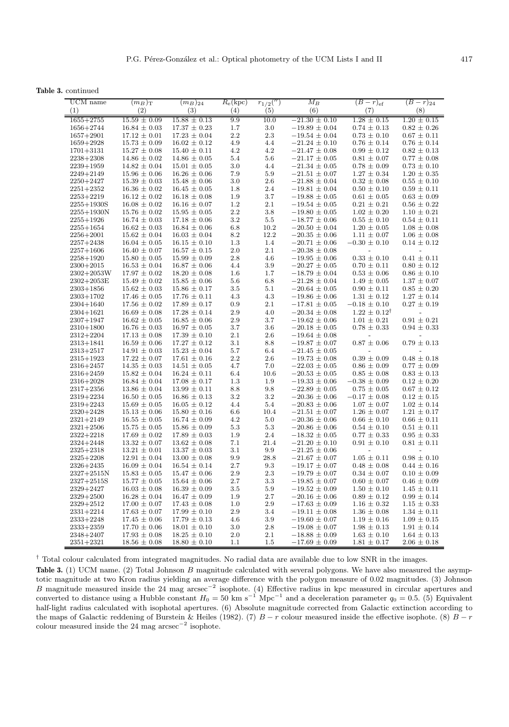**Table 3.** continued

| UCM name (1) | $(m_B)_T$ (2) | $(m_B)_{24}$ (3) | $R_e$(kpc) (4) | $r_{1/2}('')$ (5) | $M_B$ (6) | $(B-r)_{ef}$ (7) | $(B-r)_{24}$ (8) |
|---|---|---|---|---|---|---|---|
| 1655+2755 | 15.59 ± 0.09 | 15.88 ± 0.13 | 9.9 | 10.0 | −21.30 ± 0.10 | 1.28 ± 0.15 | 1.20 ± 0.15 |
| 1656+2744 | 16.84 ± 0.03 | 17.37 ± 0.23 | 1.7 | 3.0 | −19.89 ± 0.04 | 0.74 ± 0.13 | 0.82 ± 0.26 |
| 1657+2901 | 17.12 ± 0.01 | 17.23 ± 0.04 | 2.2 | 2.3 | −19.54 ± 0.04 | 0.73 ± 0.10 | 0.67 ± 0.11 |
| 1659+2928 | 15.73 ± 0.09 | 16.02 ± 0.12 | 4.9 | 4.4 | −21.24 ± 0.10 | 0.76 ± 0.14 | 0.76 ± 0.14 |
| 1701+3131 | 15.27 ± 0.08 | 15.40 ± 0.11 | 4.2 | 4.2 | −21.47 ± 0.08 | 0.99 ± 0.12 | 0.82 ± 0.13 |
| 2238+2308 | 14.86 ± 0.02 | 14.86 ± 0.05 | 5.4 | 5.6 | −21.17 ± 0.05 | 0.81 ± 0.07 | 0.77 ± 0.08 |
| 2239+1959 | 14.82 ± 0.04 | 15.01 ± 0.05 | 3.0 | 4.4 | −21.34 ± 0.05 | 0.78 ± 0.09 | 0.73 ± 0.10 |
| 2249+2149 | 15.96 ± 0.06 | 16.26 ± 0.06 | 7.9 | 5.9 | −21.51 ± 0.07 | 1.27 ± 0.34 | 1.20 ± 0.35 |
| 2250+2427 | 15.39 ± 0.03 | 15.48 ± 0.06 | 3.0 | 2.6 | −21.88 ± 0.04 | 0.32 ± 0.08 | 0.55 ± 0.10 |
| 2251+2352 | 16.36 ± 0.02 | 16.45 ± 0.05 | 1.8 | 2.4 | −19.81 ± 0.04 | 0.50 ± 0.10 | 0.59 ± 0.11 |
| 2253+2219 | 16.12 ± 0.02 | 16.18 ± 0.08 | 1.9 | 3.7 | −19.88 ± 0.05 | 0.61 ± 0.05 | 0.63 ± 0.09 |
| 2255+1930S | 16.08 ± 0.02 | 16.16 ± 0.07 | 1.2 | 2.1 | −19.54 ± 0.05 | 0.21 ± 0.21 | 0.56 ± 0.22 |
| 2255+1930N | 15.76 ± 0.02 | 15.95 ± 0.05 | 2.2 | 3.8 | −19.80 ± 0.05 | 1.02 ± 0.20 | 1.10 ± 0.21 |
| 2255+1926 | 16.74 ± 0.03 | 17.18 ± 0.06 | 3.2 | 5.5 | −18.77 ± 0.06 | 0.55 ± 0.10 | 0.54 ± 0.11 |
| 2255+1654 | 16.62 ± 0.03 | 16.84 ± 0.06 | 6.8 | 10.2 | −20.50 ± 0.04 | 1.20 ± 0.05 | 1.08 ± 0.08 |
| 2256+2001 | 15.62 ± 0.04 | 16.03 ± 0.04 | 8.2 | 12.2 | −20.35 ± 0.06 | 1.11 ± 0.07 | 1.06 ± 0.08 |
| 2257+2438 | 16.04 ± 0.05 | 16.15 ± 0.10 | 1.3 | 1.4 | −20.71 ± 0.06 | −0.30 ± 0.10 | 0.14 ± 0.12 |
| 2257+1606 | 16.40 ± 0.07 | 16.57 ± 0.15 | 2.0 | 2.1 | −20.38 ± 0.08 | - | - |
| 2258+1920 | 15.80 ± 0.05 | 15.99 ± 0.09 | 2.8 | 4.6 | −19.95 ± 0.06 | 0.33 ± 0.10 | 0.41 ± 0.11 |
| 2300+2015 | 16.53 ± 0.04 | 16.87 ± 0.06 | 4.4 | 3.9 | −20.27 ± 0.05 | 0.70 ± 0.11 | 0.80 ± 0.12 |
| 2302+2053W | 17.97 ± 0.02 | 18.20 ± 0.08 | 1.6 | 1.7 | −18.79 ± 0.04 | 0.53 ± 0.06 | 0.86 ± 0.10 |
| 2302+2053E | 15.49 ± 0.02 | 15.85 ± 0.06 | 5.6 | 6.8 | −21.28 ± 0.04 | 1.49 ± 0.05 | 1.37 ± 0.07 |
| 2303+1856 | 15.62 ± 0.03 | 15.86 ± 0.17 | 3.5 | 5.1 | −20.64 ± 0.05 | 0.90 ± 0.11 | 0.85 ± 0.20 |
| 2303+1702 | 17.46 ± 0.05 | 17.76 ± 0.11 | 4.3 | 4.3 | −19.86 ± 0.06 | 1.31 ± 0.12 | 1.27 ± 0.14 |
| 2304+1640 | 17.56 ± 0.02 | 17.89 ± 0.17 | 0.9 | 2.1 | −17.81 ± 0.05 | −0.18 ± 0.10 | 0.27 ± 0.19 |
| 2304+1621 | 16.69 ± 0.08 | 17.28 ± 0.14 | 2.9 | 4.0 | −20.34 ± 0.08 | 1.22 ± 0.12[†] | - |
| 2307+1947 | 16.62 ± 0.05 | 16.85 ± 0.06 | 2.9 | 3.7 | −19.62 ± 0.06 | 1.01 ± 0.21 | 0.91 ± 0.21 |
| 2310+1800 | 16.76 ± 0.03 | 16.97 ± 0.05 | 3.7 | 3.6 | −20.18 ± 0.05 | 0.78 ± 0.33 | 0.94 ± 0.33 |
| 2312+2204 | 17.13 ± 0.08 | 17.39 ± 0.10 | 2.1 | 2.6 | −19.64 ± 0.08 | - | - |
| 2313+1841 | 16.59 ± 0.06 | 17.27 ± 0.12 | 3.1 | 8.8 | −19.87 ± 0.07 | 0.87 ± 0.06 | 0.79 ± 0.13 |
| 2313+2517 | 14.91 ± 0.03 | 15.23 ± 0.04 | 5.7 | 6.4 | −21.45 ± 0.05 | - | - |
| 2315+1923 | 17.22 ± 0.07 | 17.61 ± 0.16 | 2.2 | 2.6 | −19.73 ± 0.08 | 0.39 ± 0.09 | 0.48 ± 0.18 |
| 2316+2457 | 14.35 ± 0.03 | 14.51 ± 0.05 | 4.7 | 7.0 | −22.03 ± 0.05 | 0.86 ± 0.09 | 0.77 ± 0.09 |
| 2316+2459 | 15.82 ± 0.04 | 16.24 ± 0.11 | 6.4 | 10.6 | −20.53 ± 0.05 | 0.85 ± 0.08 | 0.83 ± 0.13 |
| 2316+2028 | 16.84 ± 0.04 | 17.08 ± 0.17 | 1.3 | 1.9 | −19.33 ± 0.06 | −0.38 ± 0.09 | 0.12 ± 0.20 |
| 2317+2356 | 13.86 ± 0.04 | 13.99 ± 0.11 | 8.8 | 9.8 | −22.89 ± 0.05 | 0.75 ± 0.05 | 0.67 ± 0.12 |
| 2319+2234 | 16.50 ± 0.05 | 16.86 ± 0.13 | 3.2 | 3.2 | −20.36 ± 0.06 | −0.17 ± 0.08 | 0.12 ± 0.15 |
| 2319+2243 | 15.69 ± 0.05 | 16.05 ± 0.12 | 4.4 | 5.4 | −20.83 ± 0.06 | 1.07 ± 0.07 | 1.02 ± 0.14 |
| 2320+2428 | 15.13 ± 0.06 | 15.80 ± 0.16 | 6.6 | 10.4 | −21.51 ± 0.07 | 1.26 ± 0.07 | 1.21 ± 0.17 |
| 2321+2149 | 16.55 ± 0.05 | 16.74 ± 0.09 | 4.2 | 5.0 | −20.36 ± 0.06 | 0.66 ± 0.10 | 0.66 ± 0.11 |
| 2321+2506 | 15.75 ± 0.05 | 15.86 ± 0.09 | 5.3 | 5.3 | −20.86 ± 0.06 | 0.54 ± 0.10 | 0.51 ± 0.11 |
| 2322+2218 | 17.69 ± 0.02 | 17.89 ± 0.03 | 1.9 | 2.4 | −18.32 ± 0.05 | 0.77 ± 0.33 | 0.95 ± 0.33 |
| 2324+2448 | 13.32 ± 0.07 | 13.62 ± 0.08 | 7.1 | 21.4 | −21.20 ± 0.10 | 0.91 ± 0.10 | 0.81 ± 0.11 |
| 2325+2318 | 13.21 ± 0.01 | 13.37 ± 0.03 | 3.1 | 9.9 | −21.25 ± 0.06 | - | - |
| 2325+2208 | 12.91 ± 0.04 | 13.00 ± 0.08 | 9.9 | 28.8 | −21.67 ± 0.07 | 1.05 ± 0.11 | 0.98 ± 0.10 |
| 2326+2435 | 16.09 ± 0.04 | 16.54 ± 0.14 | 2.7 | 9.3 | −19.17 ± 0.07 | 0.48 ± 0.08 | 0.44 ± 0.16 |
| 2327+2515N | 15.83 ± 0.05 | 15.47 ± 0.06 | 2.9 | 2.3 | −19.79 ± 0.07 | 0.34 ± 0.07 | 0.10 ± 0.09 |
| 2327+2515S | 15.77 ± 0.05 | 15.64 ± 0.06 | 2.7 | 3.3 | −19.85 ± 0.07 | 0.60 ± 0.07 | 0.46 ± 0.09 |
| 2329+2427 | 16.03 ± 0.08 | 16.39 ± 0.09 | 3.5 | 5.9 | −19.52 ± 0.09 | 1.50 ± 0.10 | 1.45 ± 0.11 |
| 2329+2500 | 16.28 ± 0.04 | 16.47 ± 0.09 | 1.9 | 2.7 | −20.16 ± 0.06 | 0.89 ± 0.12 | 0.99 ± 0.14 |
| 2329+2512 | 17.00 ± 0.07 | 17.43 ± 0.08 | 1.0 | 2.9 | −17.63 ± 0.09 | 1.16 ± 0.32 | 1.15 ± 0.33 |
| 2331+2214 | 17.63 ± 0.07 | 17.99 ± 0.10 | 2.9 | 3.4 | −19.11 ± 0.08 | 1.36 ± 0.08 | 1.34 ± 0.11 |
| 2333+2248 | 17.45 ± 0.06 | 17.79 ± 0.13 | 4.6 | 3.9 | −19.60 ± 0.07 | 1.19 ± 0.16 | 1.09 ± 0.15 |
| 2333+2359 | 17.70 ± 0.06 | 18.01 ± 0.10 | 3.0 | 2.8 | −19.08 ± 0.07 | 1.98 ± 0.13 | 1.91 ± 0.14 |
| 2348+2407 | 17.93 ± 0.08 | 18.25 ± 0.10 | 2.0 | 2.1 | −18.88 ± 0.09 | 1.63 ± 0.10 | 1.64 ± 0.13 |
| 2351+2321 | 18.56 ± 0.08 | 18.80 ± 0.10 | 1.1 | 1.5 | −17.69 ± 0.09 | 1.81 ± 0.17 | 2.06 ± 0.18 |

[†] Total colour calculated from integrated magnitudes. No radial data are available due to low SNR in the images.

**Table 3.** (1) UCM name. (2) Total Johnson $B$ magnitude calculated with several polygons. We have also measured the asymptotic magnitude at two Kron radius yielding an average difference with the polygon measure of 0.02 magnitudes. (3) Johnson $B$ magnitude measured inside the 24 mag arcsec$^{-2}$ isophote. (4) Effective radius in kpc measured in circular apertures and converted to distance using a Hubble constant $H_0 = 50$ km s$^{-1}$ Mpc$^{-1}$ and a deceleration parameter $q_0 = 0.5$. (5) Equivalent half-light radius calculated with isophotal apertures. (6) Absolute magnitude corrected from Galactic extinction according to the maps of Galactic reddening of Burstein & Heiles (1982). (7) $B-r$ colour measured inside the effective isophote. (8) $B-r$ colour measured inside the 24 mag arcsec$^{-2}$ isophote.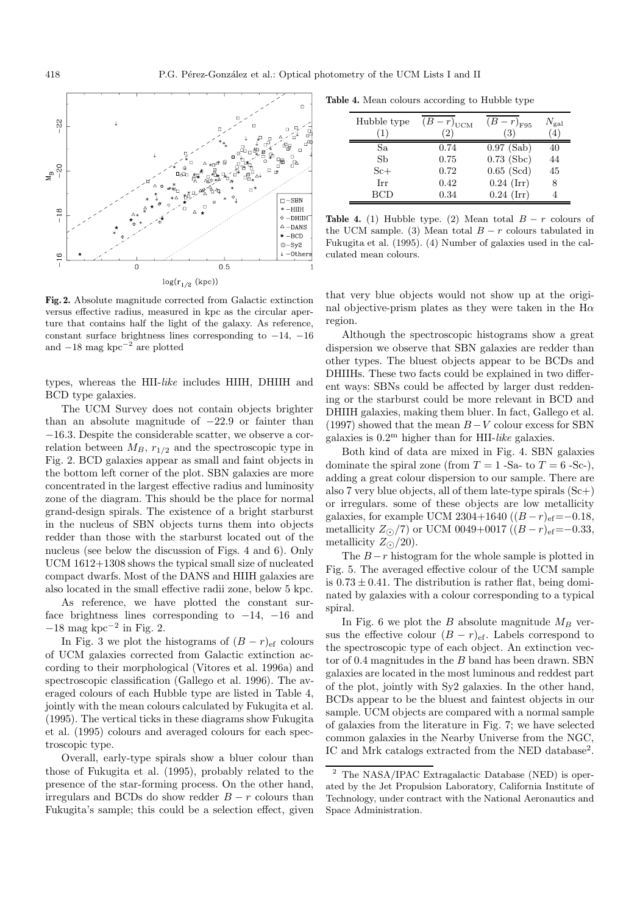**Fig. 2.** Absolute magnitude corrected from Galactic extinction versus effective radius, measured in kpc as the circular aperture that contains half the light of the galaxy. As reference, constant surface brightness lines corresponding to −14, −16 and −18 mag kpc$^{-2}$ are plotted

types, whereas the HII-*like* includes HIIH, DHIIH and BCD type galaxies.

The UCM Survey does not contain objects brighter than an absolute magnitude of −22.9 or fainter than −16.3. Despite the considerable scatter, we observe a correlation between $M_B$, $r_{1/2}$ and the spectroscopic type in Fig. 2. BCD galaxies appear as small and faint objects in the bottom left corner of the plot. SBN galaxies are more concentrated in the largest effective radius and luminosity zone of the diagram. This should be the place for normal grand-design spirals. The existence of a bright starburst in the nucleus of SBN objects turns them into objects redder than those with the starburst located out of the nucleus (see below the discussion of Figs. 4 and 6). Only UCM 1612+1308 shows the typical small size of nucleated compact dwarfs. Most of the DANS and HIIH galaxies are also located in the small effective radii zone, below 5 kpc.

As reference, we have plotted the constant surface brightness lines corresponding to −14, −16 and −18 mag kpc$^{-2}$ in Fig. 2.

In Fig. 3 we plot the histograms of $(B-r)_{\rm ef}$ colours of UCM galaxies corrected from Galactic extinction according to their morphological (Vitores et al. 1996a) and spectroscopic classification (Gallego et al. 1996). The averaged colours of each Hubble type are listed in Table 4, jointly with the mean colours calculated by Fukugita et al. (1995). The vertical ticks in these diagrams show Fukugita et al. (1995) colours and averaged colours for each spectroscopic type.

Overall, early-type spirals show a bluer colour than those of Fukugita et al. (1995), probably related to the presence of the star-forming process. On the other hand, irregulars and BCDs do show redder $B-r$ colours than Fukugita's sample; this could be a selection effect, given that very blue objects would not show up at the original objective-prism plates as they were taken in the H$\alpha$ region.

**Table 4.** Mean colours according to Hubble type

| Hubble type (1) | $\overline{(B-r)}_{\rm UCM}$ (2) | $\overline{(B-r)}_{\rm F95}$ (3) | $N_{\rm gal}$ (4) |
|---|---|---|---|
| Sa | 0.74 | 0.97 (Sab) | 40 |
| Sb | 0.75 | 0.73 (Sbc) | 44 |
| Sc+ | 0.72 | 0.65 (Scd) | 45 |
| Irr | 0.42 | 0.24 (Irr) | 8 |
| BCD | 0.34 | 0.24 (Irr) | 4 |

**Table 4.** (1) Hubble type. (2) Mean total $B-r$ colours of the UCM sample. (3) Mean total $B-r$ colours tabulated in Fukugita et al. (1995). (4) Number of galaxies used in the calculated mean colours.

Although the spectroscopic histograms show a great dispersion we observe that SBN galaxies are redder than other types. The bluest objects appear to be BCDs and DHIIHs. These two facts could be explained in two different ways: SBNs could be affected by larger dust reddening or the starburst could be more relevant in BCD and DHIIH galaxies, making them bluer. In fact, Gallego et al. (1997) showed that the mean $B-V$ colour excess for SBN galaxies is $0.2^{\rm m}$ higher than for HII-*like* galaxies.

Both kind of data are mixed in Fig. 4. SBN galaxies dominate the spiral zone (from $T=1$ -Sa- to $T=6$ -Sc-), adding a great colour dispersion to our sample. There are also 7 very blue objects, all of them late-type spirals (Sc+) or irregulars. some of these objects are low metallicity galaxies, for example UCM 2304+1640 ($(B-r)_{\rm ef}$=−0.18, metallicity $Z_\odot/7$) or UCM 0049+0017 ($(B-r)_{\rm ef}$=−0.33, metallicity $Z_\odot/20$).

The $B-r$ histogram for the whole sample is plotted in Fig. 5. The averaged effective colour of the UCM sample is $0.73 \pm 0.41$. The distribution is rather flat, being dominated by galaxies with a colour corresponding to a typical spiral.

In Fig. 6 we plot the $B$ absolute magnitude $M_B$ versus the effective colour $(B-r)_{\rm ef}$. Labels correspond to the spectroscopic type of each object. An extinction vector of 0.4 magnitudes in the $B$ band has been drawn. SBN galaxies are located in the most luminous and reddest part of the plot, jointly with Sy2 galaxies. In the other hand, BCDs appear to be the bluest and faintest objects in our sample. UCM objects are compared with a normal sample of galaxies from the literature in Fig. 7; we have selected common galaxies in the Nearby Universe from the NGC, IC and Mrk catalogs extracted from the NED database[2].

[2] The NASA/IPAC Extragalactic Database (NED) is operated by the Jet Propulsion Laboratory, California Institute of Technology, under contract with the National Aeronautics and Space Administration.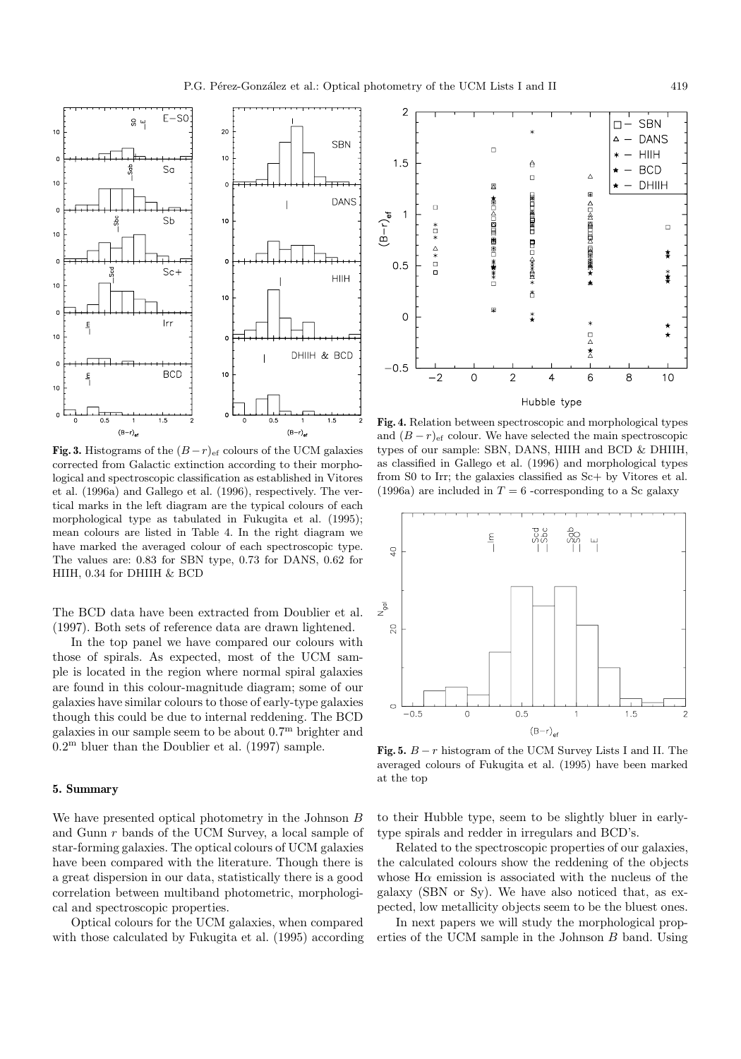**Fig. 3.** Histograms of the $(B-r)_{\rm ef}$ colours of the UCM galaxies corrected from Galactic extinction according to their morphological and spectroscopic classification as established in Vitores et al. (1996a) and Gallego et al. (1996), respectively. The vertical marks in the left diagram are the typical colours of each morphological type as tabulated in Fukugita et al. (1995); mean colours are listed in Table 4. In the right diagram we have marked the averaged colour of each spectroscopic type. The values are: 0.83 for SBN type, 0.73 for DANS, 0.62 for HIIH, 0.34 for DHIIH & BCD

**Fig. 4.** Relation between spectroscopic and morphological types and $(B-r)_{\rm ef}$ colour. We have selected the main spectroscopic types of our sample: SBN, DANS, HIIH and BCD & DHIIH, as classified in Gallego et al. (1996) and morphological types from S0 to Irr; the galaxies classified as Sc+ by Vitores et al. (1996a) are included in $T=6$ -corresponding to a Sc galaxy

**Fig. 5.** $B-r$ histogram of the UCM Survey Lists I and II. The averaged colours of Fukugita et al. (1995) have been marked at the top

The BCD data have been extracted from Doublier et al. (1997). Both sets of reference data are drawn lightened.

In the top panel we have compared our colours with those of spirals. As expected, most of the UCM sample is located in the region where normal spiral galaxies are found in this colour-magnitude diagram; some of our galaxies have similar colours to those of early-type galaxies though this could be due to internal reddening. The BCD galaxies in our sample seem to be about $0.7^{\rm m}$ brighter and $0.2^{\rm m}$ bluer than the Doublier et al. (1997) sample.

## 5. Summary

We have presented optical photometry in the Johnson $B$ and Gunn $r$ bands of the UCM Survey, a local sample of star-forming galaxies. The optical colours of UCM galaxies have been compared with the literature. Though there is a great dispersion in our data, statistically there is a good correlation between multiband photometric, morphological and spectroscopic properties.

Optical colours for the UCM galaxies, when compared with those calculated by Fukugita et al. (1995) according to their Hubble type, seem to be slightly bluer in early-type spirals and redder in irregulars and BCD's.

Related to the spectroscopic properties of our galaxies, the calculated colours show the reddening of the objects whose H$\alpha$ emission is associated with the nucleus of the galaxy (SBN or Sy). We have also noticed that, as expected, low metallicity objects seem to be the bluest ones.

In next papers we will study the morphological properties of the UCM sample in the Johnson $B$ band. Using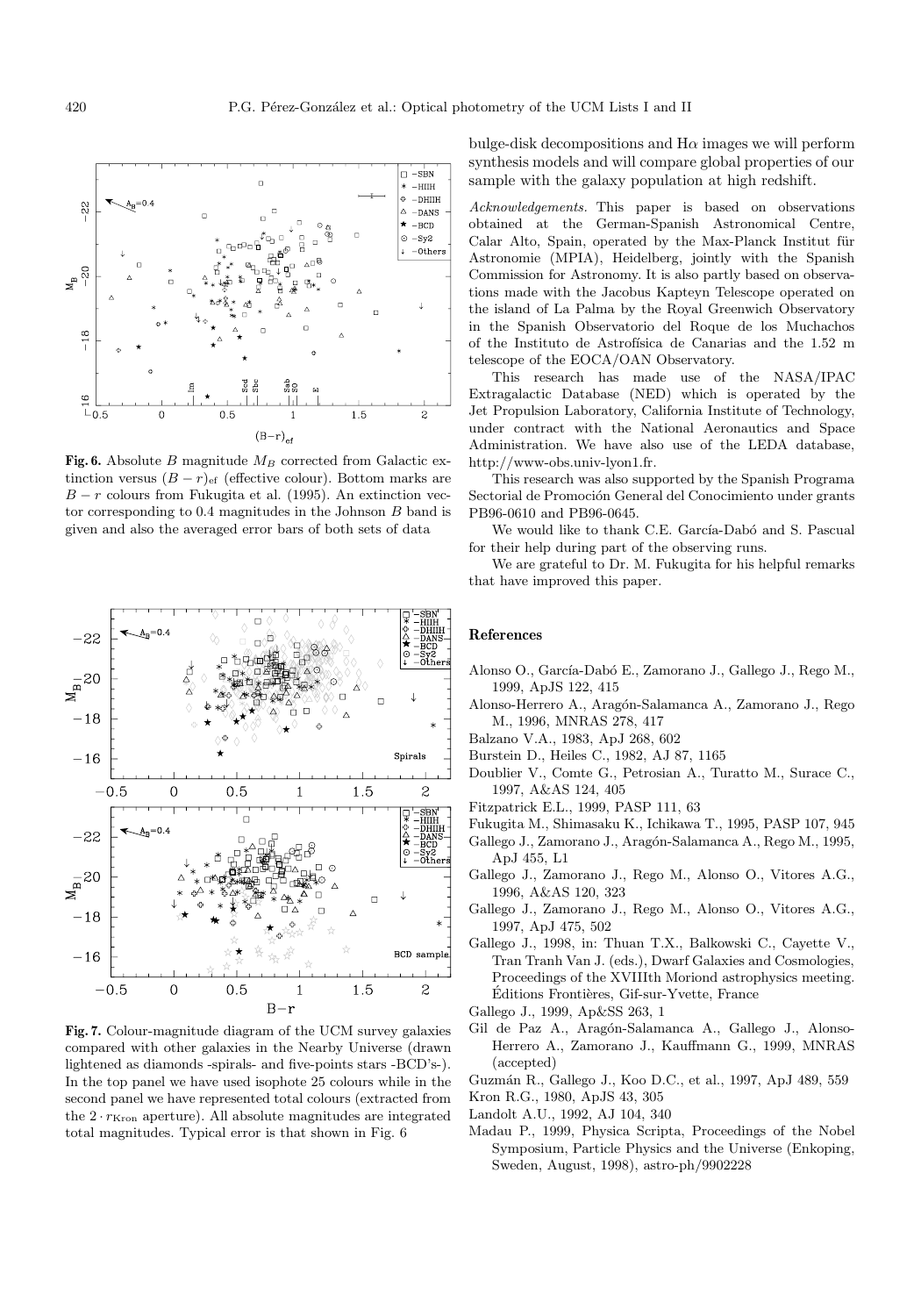**Fig. 6.** Absolute $B$ magnitude $M_B$ corrected from Galactic extinction versus $(B-r)_{\rm ef}$ (effective colour). Bottom marks are $B-r$ colours from Fukugita et al. (1995). An extinction vector corresponding to 0.4 magnitudes in the Johnson $B$ band is given and also the averaged error bars of both sets of data

**Fig. 7.** Colour-magnitude diagram of the UCM survey galaxies compared with other galaxies in the Nearby Universe (drawn lightened as diamonds -spirals- and five-points stars -BCD's-). In the top panel we have used isophote 25 colours while in the second panel we have represented total colours (extracted from the $2 \cdot r_{\rm Kron}$ aperture). All absolute magnitudes are integrated total magnitudes. Typical error is that shown in Fig. 6

bulge-disk decompositions and H$\alpha$ images we will perform synthesis models and will compare global properties of our sample with the galaxy population at high redshift.

*Acknowledgements.* This paper is based on observations obtained at the German-Spanish Astronomical Centre, Calar Alto, Spain, operated by the Max-Planck Institut für Astronomie (MPIA), Heidelberg, jointly with the Spanish Commission for Astronomy. It is also partly based on observations made with the Jacobus Kapteyn Telescope operated on the island of La Palma by the Royal Greenwich Observatory in the Spanish Observatorio del Roque de los Muchachos of the Instituto de Astrofísica de Canarias and the 1.52 m telescope of the EOCA/OAN Observatory.

This research has made use of the NASA/IPAC Extragalactic Database (NED) which is operated by the Jet Propulsion Laboratory, California Institute of Technology, under contract with the National Aeronautics and Space Administration. We have also use of the LEDA database, http://www-obs.univ-lyon1.fr.

This research was also supported by the Spanish Programa Sectorial de Promoción General del Conocimiento under grants PB96-0610 and PB96-0645.

We would like to thank C.E. García-Dabó and S. Pascual for their help during part of the observing runs.

We are grateful to Dr. M. Fukugita for his helpful remarks that have improved this paper.

## References

Alonso O., García-Dabó E., Zamorano J., Gallego J., Rego M., 1999, ApJS 122, 415

Alonso-Herrero A., Aragón-Salamanca A., Zamorano J., Rego M., 1996, MNRAS 278, 417

Balzano V.A., 1983, ApJ 268, 602

Burstein D., Heiles C., 1982, AJ 87, 1165

Doublier V., Comte G., Petrosian A., Turatto M., Surace C., 1997, A&AS 124, 405

Fitzpatrick E.L., 1999, PASP 111, 63

Fukugita M., Shimasaku K., Ichikawa T., 1995, PASP 107, 945

Gallego J., Zamorano J., Aragón-Salamanca A., Rego M., 1995, ApJ 455, L1

Gallego J., Zamorano J., Rego M., Alonso O., Vitores A.G., 1996, A&AS 120, 323

Gallego J., Zamorano J., Rego M., Alonso O., Vitores A.G., 1997, ApJ 475, 502

Gallego J., 1998, in: Thuan T.X., Balkowski C., Cayette V., Tran Tranh Van J. (eds.), Dwarf Galaxies and Cosmologies, Proceedings of the XVIIIth Moriond astrophysics meeting. Éditions Frontières, Gif-sur-Yvette, France

Gallego J., 1999, Ap&SS 263, 1

Gil de Paz A., Aragón-Salamanca A., Gallego J., Alonso-Herrero A., Zamorano J., Kauffmann G., 1999, MNRAS (accepted)

Guzmán R., Gallego J., Koo D.C., et al., 1997, ApJ 489, 559

Kron R.G., 1980, ApJS 43, 305

Landolt A.U., 1992, AJ 104, 340

Madau P., 1999, Physica Scripta, Proceedings of the Nobel Symposium, Particle Physics and the Universe (Enkoping, Sweden, August, 1998), astro-ph/9902228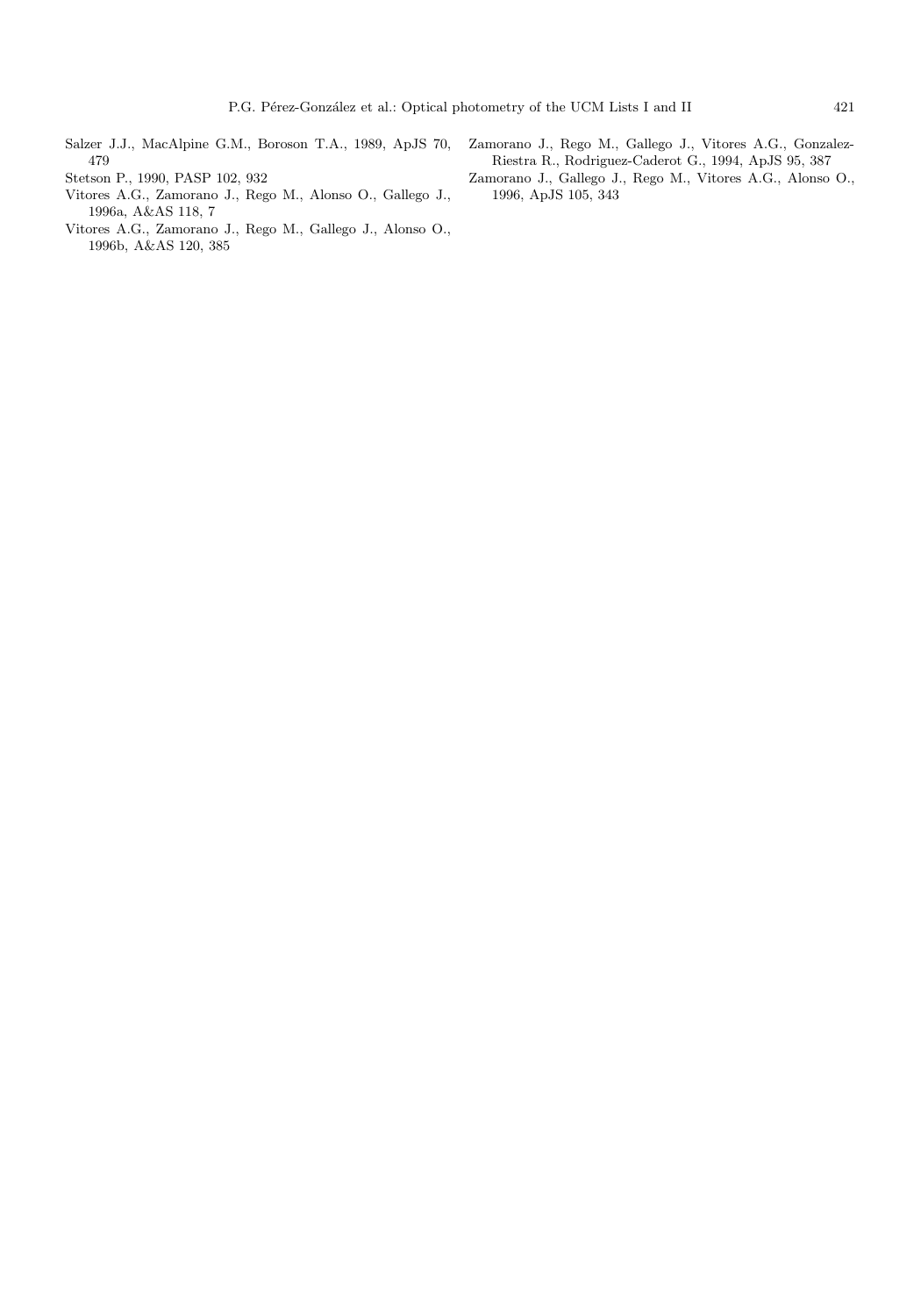Salzer J.J., MacAlpine G.M., Boroson T.A., 1989, ApJS 70, 479

Stetson P., 1990, PASP 102, 932

Vitores A.G., Zamorano J., Rego M., Alonso O., Gallego J., 1996a, A&AS 118, 7

Vitores A.G., Zamorano J., Rego M., Gallego J., Alonso O., 1996b, A&AS 120, 385

Zamorano J., Rego M., Gallego J., Vitores A.G., Gonzalez-Riestra R., Rodriguez-Caderot G., 1994, ApJS 95, 387

Zamorano J., Gallego J., Rego M., Vitores A.G., Alonso O., 1996, ApJS 105, 343